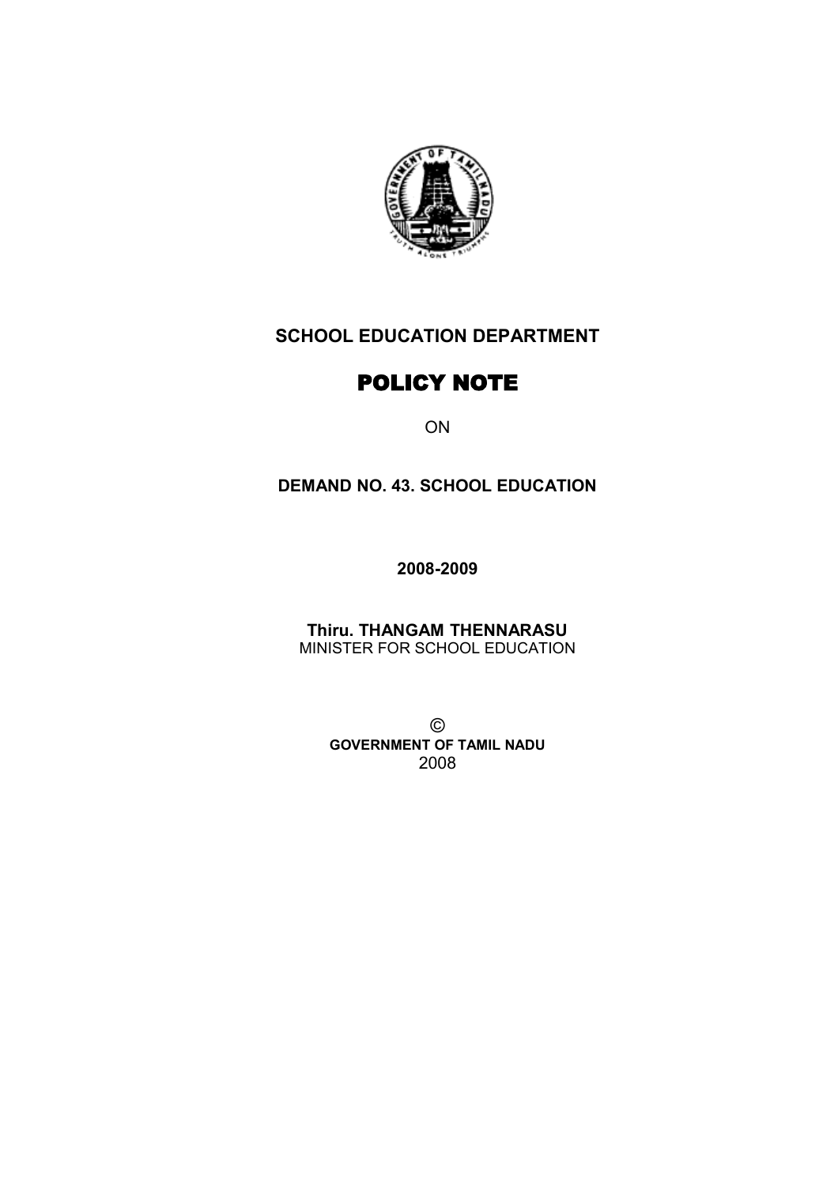# SCHOOL EDUCATION DEPARTMENT

# POLICY NOTE

ON

## DEMAND NO. 43. SCHOOL EDUCATION

**2008-2009**

**Thiru. THANGAM THENNARASU**
MINISTER FOR SCHOOL EDUCATION

©
**GOVERNMENT OF TAMIL NADU**
2008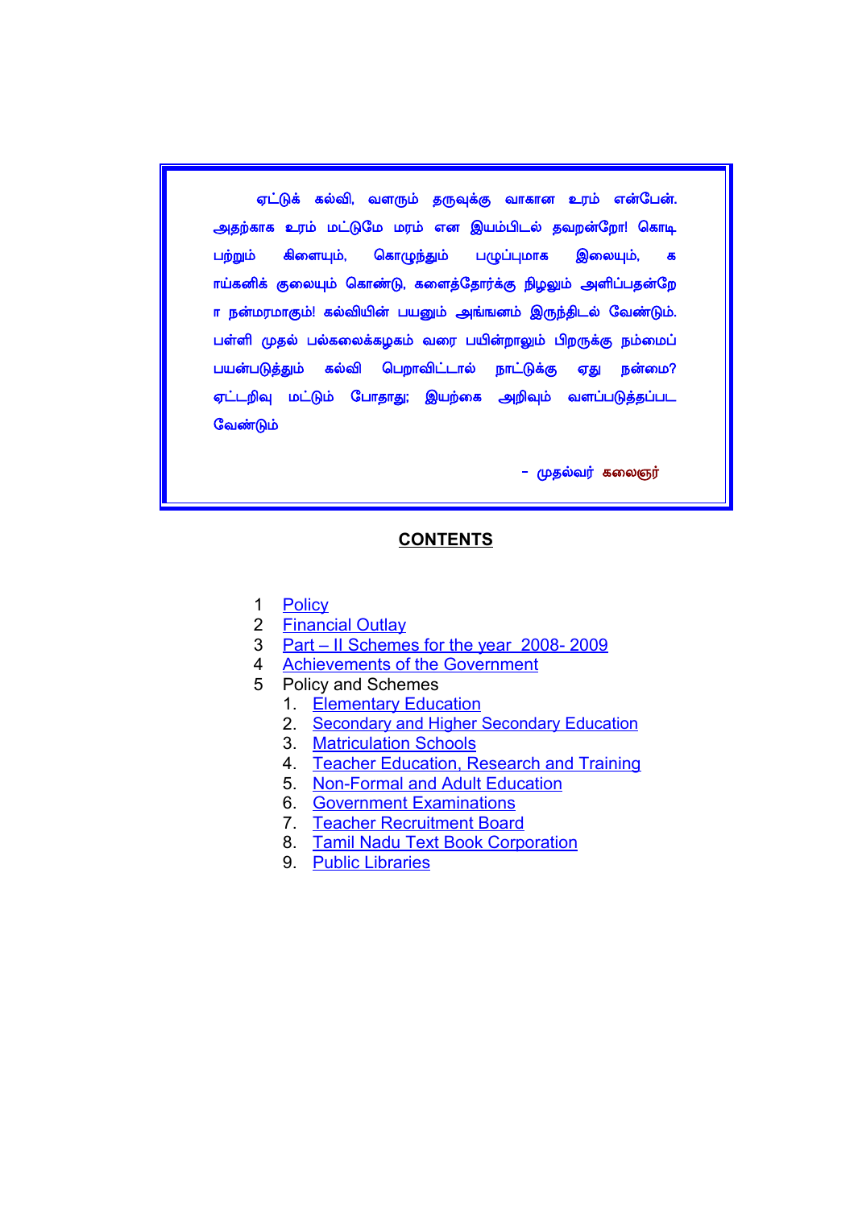ஏட்டுக் கல்வி, வளரும் தருவுக்கு வாகான உரம் என்பேன். அதற்காக உரம் மட்டுமே மரம் என இயம்பிடல் தவறன்றோ! கொடி பற்றும் கிளையும், கொழுந்தும் பழுப்புமாக இலையும், காய்கனிக் குலையும் கொண்டு, களைத்தோர்க்கு நிழலும் அளிப்பதன்றோ நன்மரமாகும்! கல்வியின் பயனும் அங்ஙனம் இருந்திடல் வேண்டும். பள்ளி முதல் பல்கலைக்கழகம் வரை பயின்றாலும் பிறருக்கு நம்மைப் பயன்படுத்தும் கல்வி பெறாவிட்டால் நாட்டுக்கு ஏது நன்மை? ஏட்டறிவு மட்டும் போதாது; இயற்கை அறிவும் வளப்படுத்தப்பட வேண்டும்

– முதல்வர் கலைஞர்

## CONTENTS

1. Policy
2. Financial Outlay
3. Part – II Schemes for the year 2008- 2009
4. Achievements of the Government
5. Policy and Schemes
   1. Elementary Education
   2. Secondary and Higher Secondary Education
   3. Matriculation Schools
   4. Teacher Education, Research and Training
   5. Non-Formal and Adult Education
   6. Government Examinations
   7. Teacher Recruitment Board
   8. Tamil Nadu Text Book Corporation
   9. Public Libraries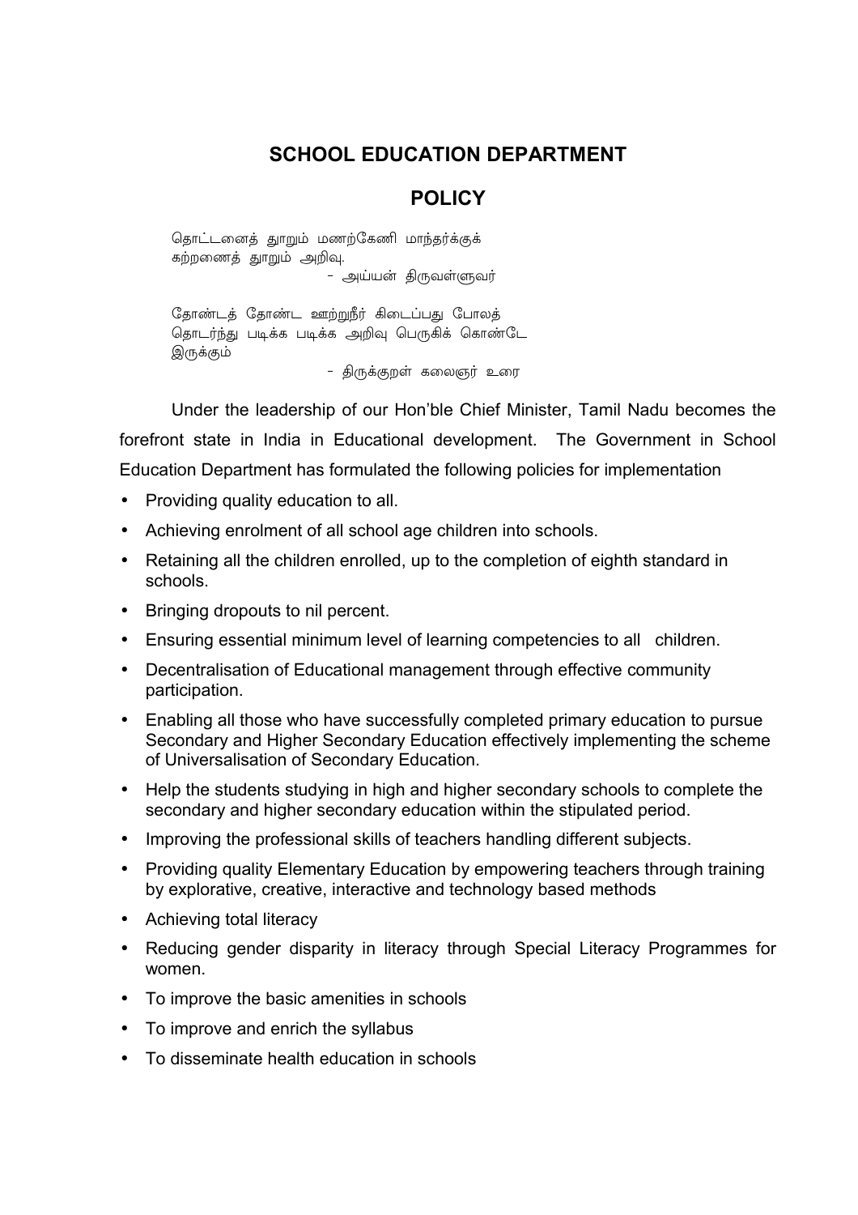# SCHOOL EDUCATION DEPARTMENT

## POLICY

தொட்டனைத் தூறும் மணற்கேணி மாந்தர்க்குக்
கற்றனைத் தூறும் அறிவு.

- அய்யன் திருவள்ளுவர்

தோண்டத் தோண்ட ஊற்றுநீர் கிடைப்பது போலத்
தொடர்ந்து படிக்க படிக்க அறிவு பெருகிக் கொண்டே
இருக்கும்

- திருக்குறள் கலைஞர் உரை

Under the leadership of our Hon'ble Chief Minister, Tamil Nadu becomes the forefront state in India in Educational development. The Government in School Education Department has formulated the following policies for implementation

- Providing quality education to all.
- Achieving enrolment of all school age children into schools.
- Retaining all the children enrolled, up to the completion of eighth standard in schools.
- Bringing dropouts to nil percent.
- Ensuring essential minimum level of learning competencies to all children.
- Decentralisation of Educational management through effective community participation.
- Enabling all those who have successfully completed primary education to pursue Secondary and Higher Secondary Education effectively implementing the scheme of Universalisation of Secondary Education.
- Help the students studying in high and higher secondary schools to complete the secondary and higher secondary education within the stipulated period.
- Improving the professional skills of teachers handling different subjects.
- Providing quality Elementary Education by empowering teachers through training by explorative, creative, interactive and technology based methods
- Achieving total literacy
- Reducing gender disparity in literacy through Special Literacy Programmes for women.
- To improve the basic amenities in schools
- To improve and enrich the syllabus
- To disseminate health education in schools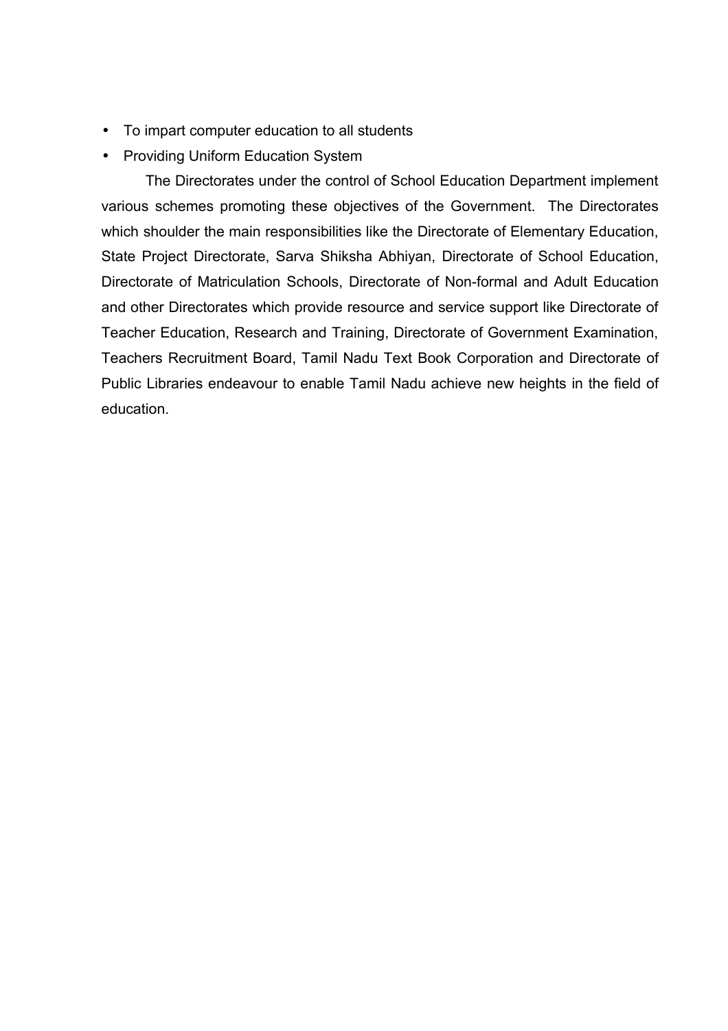- To impart computer education to all students
- Providing Uniform Education System

The Directorates under the control of School Education Department implement various schemes promoting these objectives of the Government. The Directorates which shoulder the main responsibilities like the Directorate of Elementary Education, State Project Directorate, Sarva Shiksha Abhiyan, Directorate of School Education, Directorate of Matriculation Schools, Directorate of Non-formal and Adult Education and other Directorates which provide resource and service support like Directorate of Teacher Education, Research and Training, Directorate of Government Examination, Teachers Recruitment Board, Tamil Nadu Text Book Corporation and Directorate of Public Libraries endeavour to enable Tamil Nadu achieve new heights in the field of education.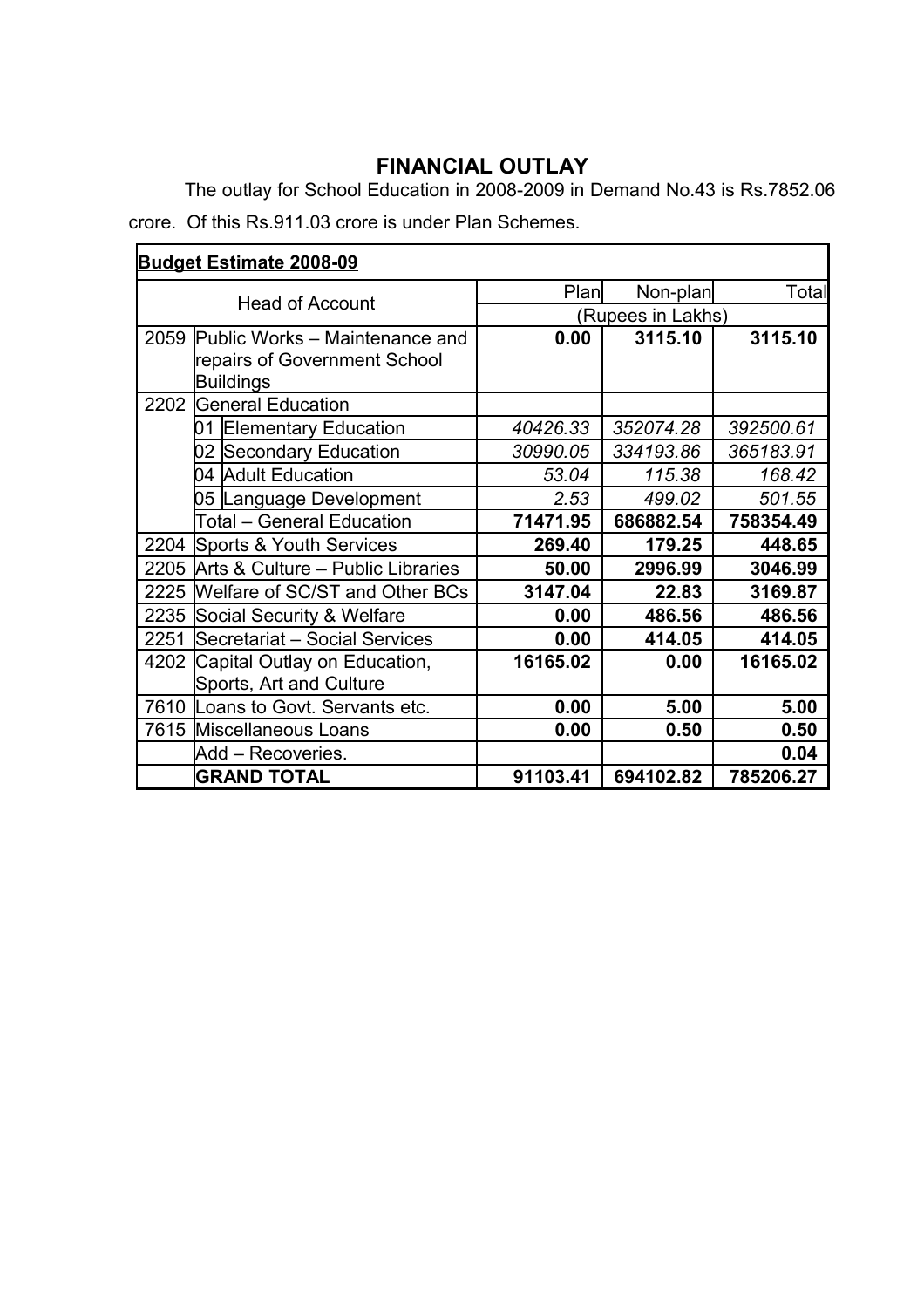## FINANCIAL OUTLAY

The outlay for School Education in 2008-2009 in Demand No.43 is Rs.7852.06 crore. Of this Rs.911.03 crore is under Plan Schemes.

| **Budget Estimate 2008-09** | | | | |
|---|---|---|---|---|
| Head of Account | | Plan | Non-plan | Total |
| | | (Rupees in Lakhs) | | |
| 2059 | Public Works – Maintenance and repairs of Government School Buildings | **0.00** | **3115.10** | **3115.10** |
| 2202 | General Education | | | |
| | 01 Elementary Education | *40426.33* | *352074.28* | *392500.61* |
| | 02 Secondary Education | *30990.05* | *334193.86* | *365183.91* |
| | 04 Adult Education | *53.04* | *115.38* | *168.42* |
| | 05 Language Development | *2.53* | *499.02* | *501.55* |
| | Total – General Education | **71471.95** | **686882.54** | **758354.49** |
| 2204 | Sports & Youth Services | **269.40** | **179.25** | **448.65** |
| 2205 | Arts & Culture – Public Libraries | **50.00** | **2996.99** | **3046.99** |
| 2225 | Welfare of SC/ST and Other BCs | **3147.04** | **22.83** | **3169.87** |
| 2235 | Social Security & Welfare | **0.00** | **486.56** | **486.56** |
| 2251 | Secretariat – Social Services | **0.00** | **414.05** | **414.05** |
| 4202 | Capital Outlay on Education, Sports, Art and Culture | **16165.02** | **0.00** | **16165.02** |
| 7610 | Loans to Govt. Servants etc. | **0.00** | **5.00** | **5.00** |
| 7615 | Miscellaneous Loans | **0.00** | **0.50** | **0.50** |
| | Add – Recoveries. | | | **0.04** |
| | **GRAND TOTAL** | **91103.41** | **694102.82** | **785206.27** |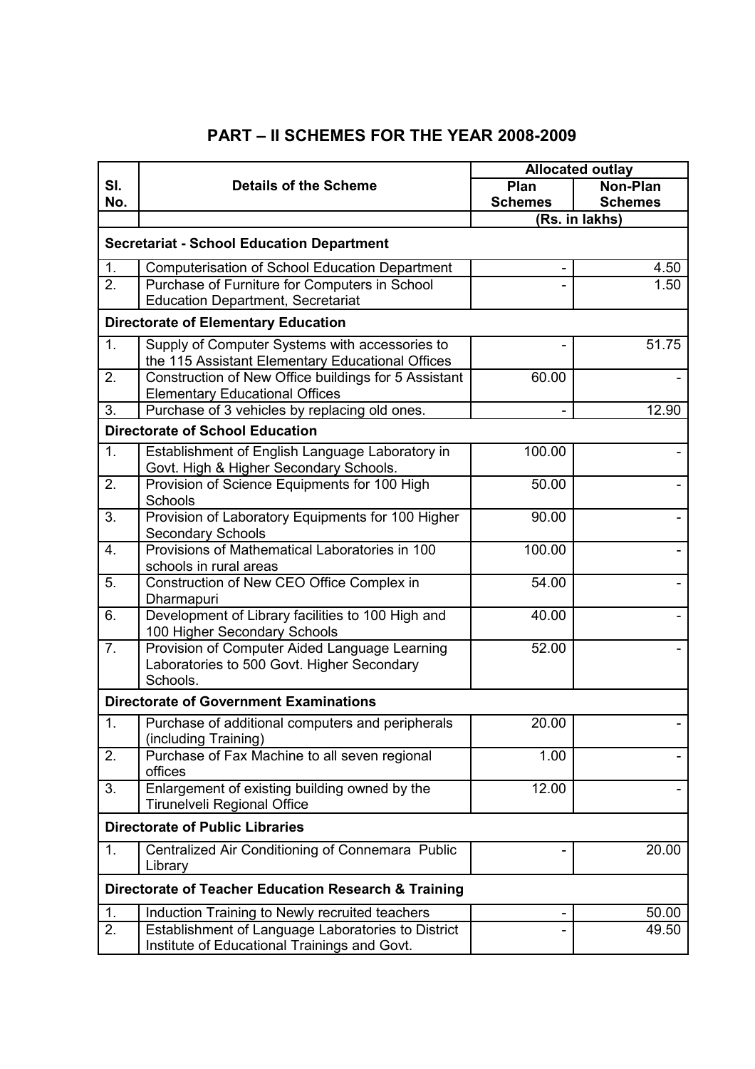# PART – II SCHEMES FOR THE YEAR 2008-2009

| Sl. No. | Details of the Scheme | Allocated outlay | |
|---|---|---|---|
| | | Plan Schemes | Non-Plan Schemes |
| | | (Rs. in lakhs) | |
| **Secretariat - School Education Department** | | | |
| 1. | Computerisation of School Education Department | - | 4.50 |
| 2. | Purchase of Furniture for Computers in School Education Department, Secretariat | - | 1.50 |
| **Directorate of Elementary Education** | | | |
| 1. | Supply of Computer Systems with accessories to the 115 Assistant Elementary Educational Offices | - | 51.75 |
| 2. | Construction of New Office buildings for 5 Assistant Elementary Educational Offices | 60.00 | - |
| 3. | Purchase of 3 vehicles by replacing old ones. | - | 12.90 |
| **Directorate of School Education** | | | |
| 1. | Establishment of English Language Laboratory in Govt. High & Higher Secondary Schools. | 100.00 | - |
| 2. | Provision of Science Equipments for 100 High Schools | 50.00 | - |
| 3. | Provision of Laboratory Equipments for 100 Higher Secondary Schools | 90.00 | - |
| 4. | Provisions of Mathematical Laboratories in 100 schools in rural areas | 100.00 | - |
| 5. | Construction of New CEO Office Complex in Dharmapuri | 54.00 | - |
| 6. | Development of Library facilities to 100 High and 100 Higher Secondary Schools | 40.00 | - |
| 7. | Provision of Computer Aided Language Learning Laboratories to 500 Govt. Higher Secondary Schools. | 52.00 | - |
| **Directorate of Government Examinations** | | | |
| 1. | Purchase of additional computers and peripherals (including Training) | 20.00 | - |
| 2. | Purchase of Fax Machine to all seven regional offices | 1.00 | - |
| 3. | Enlargement of existing building owned by the Tirunelveli Regional Office | 12.00 | - |
| **Directorate of Public Libraries** | | | |
| 1. | Centralized Air Conditioning of Connemara Public Library | - | 20.00 |
| **Directorate of Teacher Education Research & Training** | | | |
| 1. | Induction Training to Newly recruited teachers | - | 50.00 |
| 2. | Establishment of Language Laboratories to District Institute of Educational Trainings and Govt. | - | 49.50 |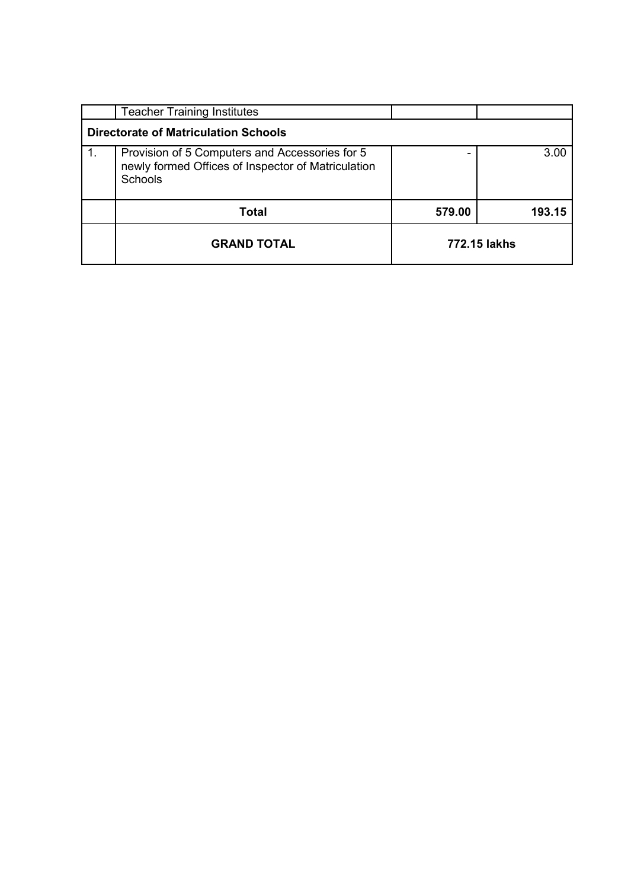| | | | |
|---|---|---|---|
| | Teacher Training Institutes | | |
| **Directorate of Matriculation Schools** | | | |
| 1. | Provision of 5 Computers and Accessories for 5 newly formed Offices of Inspector of Matriculation Schools | - | 3.00 |
| | **Total** | **579.00** | **193.15** |
| | **GRAND TOTAL** | **772.15 lakhs** | |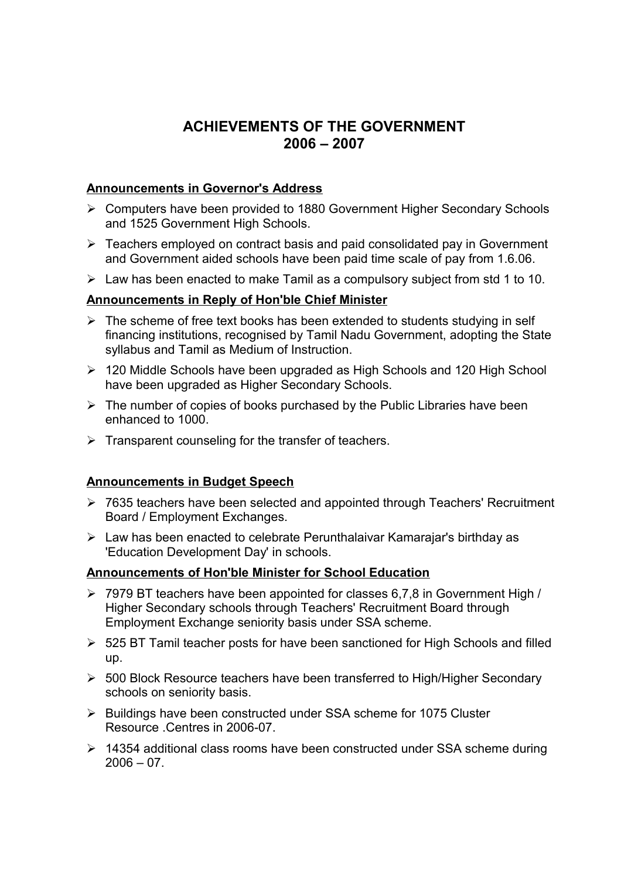# ACHIEVEMENTS OF THE GOVERNMENT
# 2006 – 2007

**Announcements in Governor's Address**

- Computers have been provided to 1880 Government Higher Secondary Schools and 1525 Government High Schools.
- Teachers employed on contract basis and paid consolidated pay in Government and Government aided schools have been paid time scale of pay from 1.6.06.
- Law has been enacted to make Tamil as a compulsory subject from std 1 to 10.

**Announcements in Reply of Hon'ble Chief Minister**

- The scheme of free text books has been extended to students studying in self financing institutions, recognised by Tamil Nadu Government, adopting the State syllabus and Tamil as Medium of Instruction.
- 120 Middle Schools have been upgraded as High Schools and 120 High School have been upgraded as Higher Secondary Schools.
- The number of copies of books purchased by the Public Libraries have been enhanced to 1000.
- Transparent counseling for the transfer of teachers.

**Announcements in Budget Speech**

- 7635 teachers have been selected and appointed through Teachers' Recruitment Board / Employment Exchanges.
- Law has been enacted to celebrate Perunthalaivar Kamarajar's birthday as 'Education Development Day' in schools.

**Announcements of Hon'ble Minister for School Education**

- 7979 BT teachers have been appointed for classes 6,7,8 in Government High / Higher Secondary schools through Teachers' Recruitment Board through Employment Exchange seniority basis under SSA scheme.
- 525 BT Tamil teacher posts for have been sanctioned for High Schools and filled up.
- 500 Block Resource teachers have been transferred to High/Higher Secondary schools on seniority basis.
- Buildings have been constructed under SSA scheme for 1075 Cluster Resource .Centres in 2006-07.
- 14354 additional class rooms have been constructed under SSA scheme during 2006 – 07.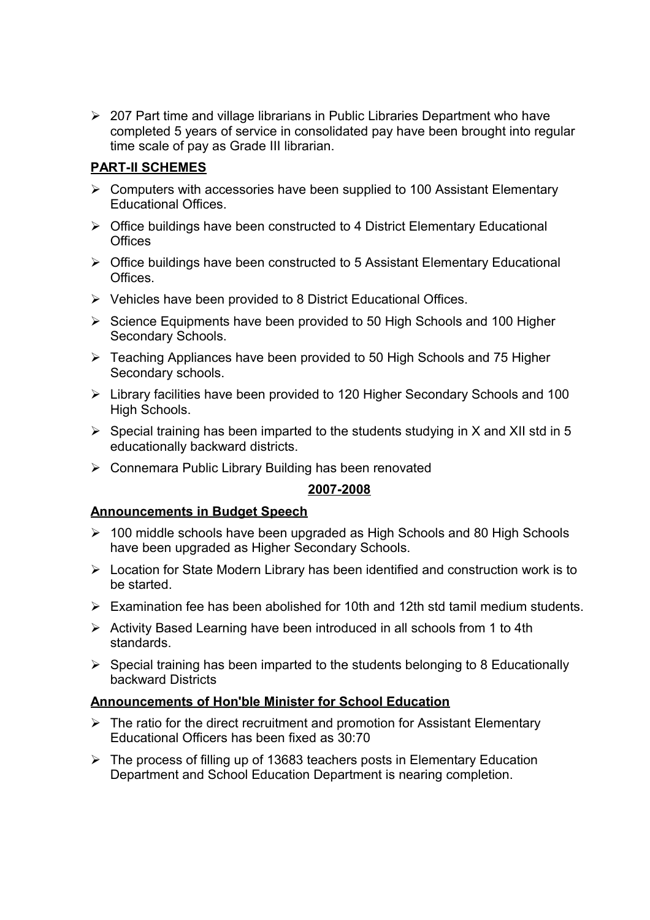- 207 Part time and village librarians in Public Libraries Department who have completed 5 years of service in consolidated pay have been brought into regular time scale of pay as Grade III librarian.

**PART-II SCHEMES**

- Computers with accessories have been supplied to 100 Assistant Elementary Educational Offices.
- Office buildings have been constructed to 4 District Elementary Educational Offices
- Office buildings have been constructed to 5 Assistant Elementary Educational Offices.
- Vehicles have been provided to 8 District Educational Offices.
- Science Equipments have been provided to 50 High Schools and 100 Higher Secondary Schools.
- Teaching Appliances have been provided to 50 High Schools and 75 Higher Secondary schools.
- Library facilities have been provided to 120 Higher Secondary Schools and 100 High Schools.
- Special training has been imparted to the students studying in X and XII std in 5 educationally backward districts.
- Connemara Public Library Building has been renovated

**2007-2008**

**Announcements in Budget Speech**

- 100 middle schools have been upgraded as High Schools and 80 High Schools have been upgraded as Higher Secondary Schools.
- Location for State Modern Library has been identified and construction work is to be started.
- Examination fee has been abolished for 10th and 12th std tamil medium students.
- Activity Based Learning have been introduced in all schools from 1 to 4th standards.
- Special training has been imparted to the students belonging to 8 Educationally backward Districts

**Announcements of Hon'ble Minister for School Education**

- The ratio for the direct recruitment and promotion for Assistant Elementary Educational Officers has been fixed as 30:70
- The process of filling up of 13683 teachers posts in Elementary Education Department and School Education Department is nearing completion.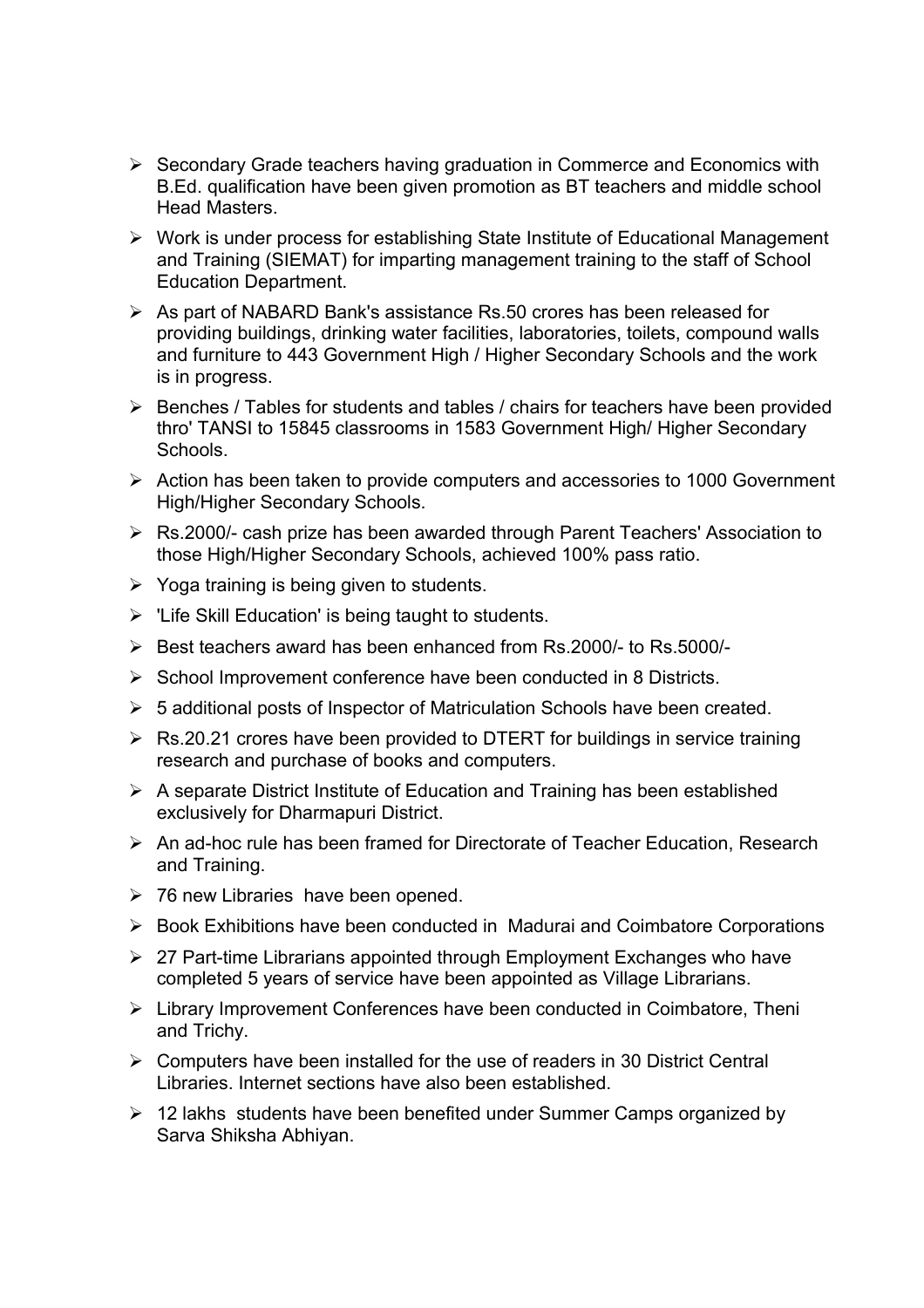- Secondary Grade teachers having graduation in Commerce and Economics with B.Ed. qualification have been given promotion as BT teachers and middle school Head Masters.
- Work is under process for establishing State Institute of Educational Management and Training (SIEMAT) for imparting management training to the staff of School Education Department.
- As part of NABARD Bank's assistance Rs.50 crores has been released for providing buildings, drinking water facilities, laboratories, toilets, compound walls and furniture to 443 Government High / Higher Secondary Schools and the work is in progress.
- Benches / Tables for students and tables / chairs for teachers have been provided thro' TANSI to 15845 classrooms in 1583 Government High/ Higher Secondary Schools.
- Action has been taken to provide computers and accessories to 1000 Government High/Higher Secondary Schools.
- Rs.2000/- cash prize has been awarded through Parent Teachers' Association to those High/Higher Secondary Schools, achieved 100% pass ratio.
- Yoga training is being given to students.
- 'Life Skill Education' is being taught to students.
- Best teachers award has been enhanced from Rs.2000/- to Rs.5000/-
- School Improvement conference have been conducted in 8 Districts.
- 5 additional posts of Inspector of Matriculation Schools have been created.
- Rs.20.21 crores have been provided to DTERT for buildings in service training research and purchase of books and computers.
- A separate District Institute of Education and Training has been established exclusively for Dharmapuri District.
- An ad-hoc rule has been framed for Directorate of Teacher Education, Research and Training.
- 76 new Libraries have been opened.
- Book Exhibitions have been conducted in Madurai and Coimbatore Corporations
- 27 Part-time Librarians appointed through Employment Exchanges who have completed 5 years of service have been appointed as Village Librarians.
- Library Improvement Conferences have been conducted in Coimbatore, Theni and Trichy.
- Computers have been installed for the use of readers in 30 District Central Libraries. Internet sections have also been established.
- 12 lakhs students have been benefited under Summer Camps organized by Sarva Shiksha Abhiyan.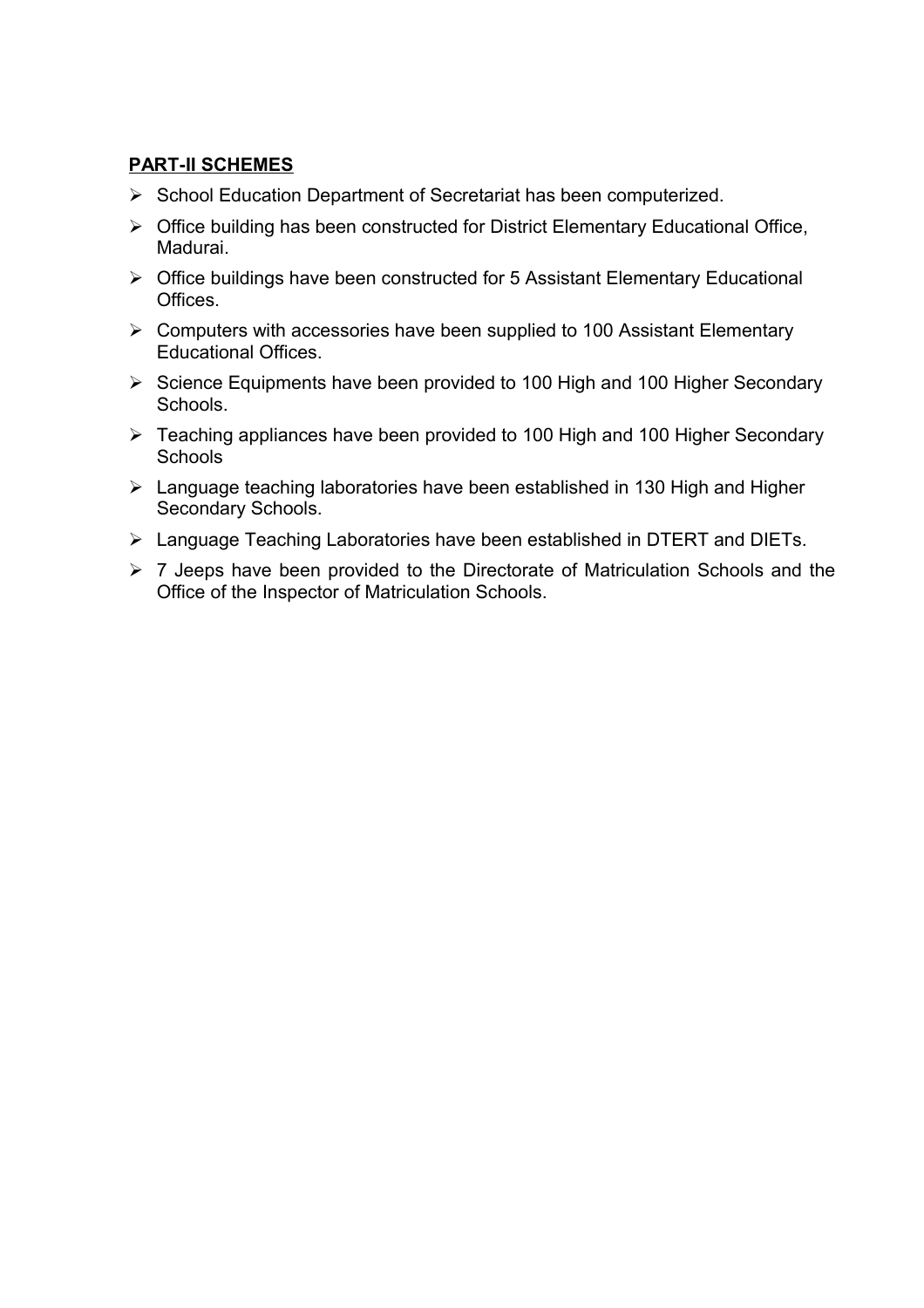**PART-II SCHEMES**

- School Education Department of Secretariat has been computerized.
- Office building has been constructed for District Elementary Educational Office, Madurai.
- Office buildings have been constructed for 5 Assistant Elementary Educational Offices.
- Computers with accessories have been supplied to 100 Assistant Elementary Educational Offices.
- Science Equipments have been provided to 100 High and 100 Higher Secondary Schools.
- Teaching appliances have been provided to 100 High and 100 Higher Secondary Schools
- Language teaching laboratories have been established in 130 High and Higher Secondary Schools.
- Language Teaching Laboratories have been established in DTERT and DIETs.
- 7 Jeeps have been provided to the Directorate of Matriculation Schools and the Office of the Inspector of Matriculation Schools.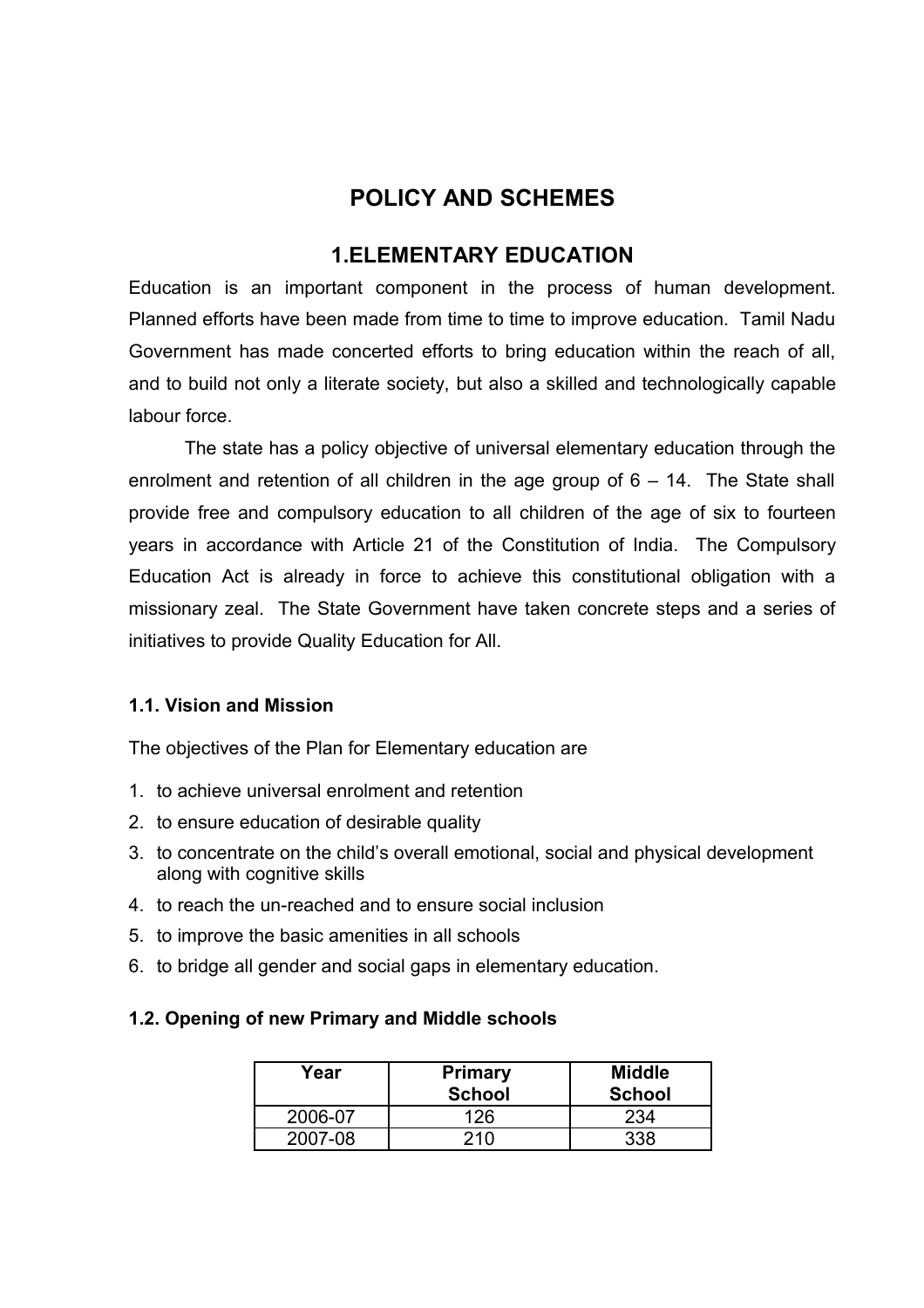# POLICY AND SCHEMES

## 1.ELEMENTARY EDUCATION

Education is an important component in the process of human development. Planned efforts have been made from time to time to improve education. Tamil Nadu Government has made concerted efforts to bring education within the reach of all, and to build not only a literate society, but also a skilled and technologically capable labour force.

The state has a policy objective of universal elementary education through the enrolment and retention of all children in the age group of 6 – 14. The State shall provide free and compulsory education to all children of the age of six to fourteen years in accordance with Article 21 of the Constitution of India. The Compulsory Education Act is already in force to achieve this constitutional obligation with a missionary zeal. The State Government have taken concrete steps and a series of initiatives to provide Quality Education for All.

### 1.1. Vision and Mission

The objectives of the Plan for Elementary education are

1. to achieve universal enrolment and retention
2. to ensure education of desirable quality
3. to concentrate on the child's overall emotional, social and physical development along with cognitive skills
4. to reach the un-reached and to ensure social inclusion
5. to improve the basic amenities in all schools
6. to bridge all gender and social gaps in elementary education.

### 1.2. Opening of new Primary and Middle schools

| Year | Primary School | Middle School |
|---|---|---|
| 2006-07 | 126 | 234 |
| 2007-08 | 210 | 338 |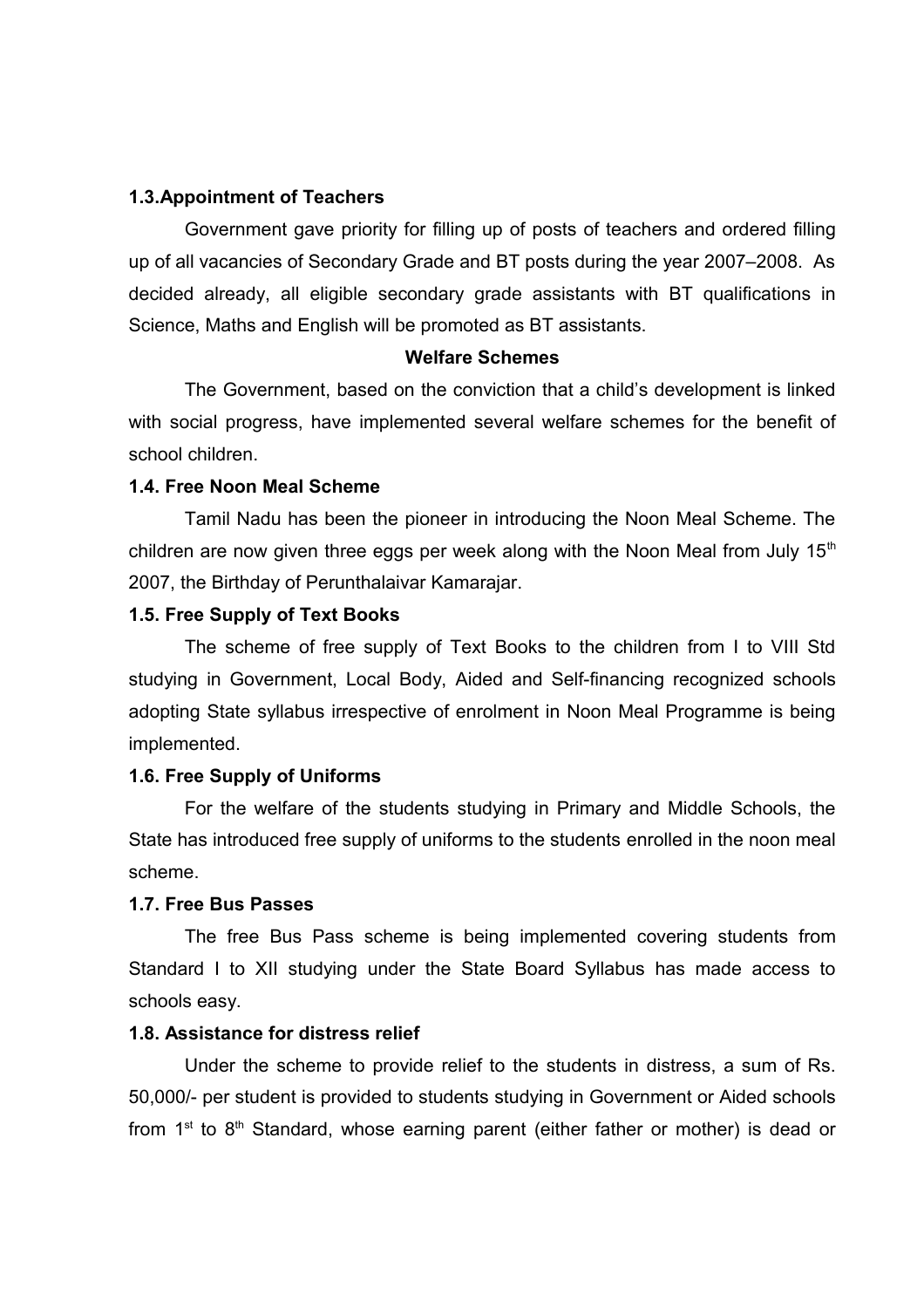### 1.3. Appointment of Teachers

Government gave priority for filling up of posts of teachers and ordered filling up of all vacancies of Secondary Grade and BT posts during the year 2007–2008. As decided already, all eligible secondary grade assistants with BT qualifications in Science, Maths and English will be promoted as BT assistants.

**Welfare Schemes**

The Government, based on the conviction that a child's development is linked with social progress, have implemented several welfare schemes for the benefit of school children.

### 1.4. Free Noon Meal Scheme

Tamil Nadu has been the pioneer in introducing the Noon Meal Scheme. The children are now given three eggs per week along with the Noon Meal from July 15th 2007, the Birthday of Perunthalaivar Kamarajar.

### 1.5. Free Supply of Text Books

The scheme of free supply of Text Books to the children from I to VIII Std studying in Government, Local Body, Aided and Self-financing recognized schools adopting State syllabus irrespective of enrolment in Noon Meal Programme is being implemented.

### 1.6. Free Supply of Uniforms

For the welfare of the students studying in Primary and Middle Schools, the State has introduced free supply of uniforms to the students enrolled in the noon meal scheme.

### 1.7. Free Bus Passes

The free Bus Pass scheme is being implemented covering students from Standard I to XII studying under the State Board Syllabus has made access to schools easy.

### 1.8. Assistance for distress relief

Under the scheme to provide relief to the students in distress, a sum of Rs. 50,000/- per student is provided to students studying in Government or Aided schools from 1st to 8th Standard, whose earning parent (either father or mother) is dead or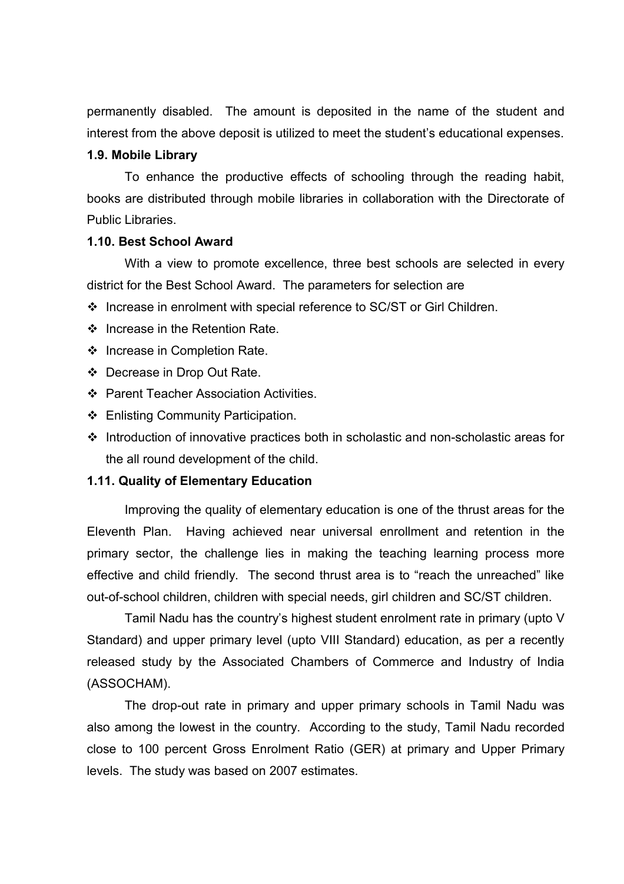permanently disabled. The amount is deposited in the name of the student and interest from the above deposit is utilized to meet the student's educational expenses.

### 1.9. Mobile Library

To enhance the productive effects of schooling through the reading habit, books are distributed through mobile libraries in collaboration with the Directorate of Public Libraries.

### 1.10. Best School Award

With a view to promote excellence, three best schools are selected in every district for the Best School Award. The parameters for selection are

- Increase in enrolment with special reference to SC/ST or Girl Children.
- Increase in the Retention Rate.
- Increase in Completion Rate.
- Decrease in Drop Out Rate.
- Parent Teacher Association Activities.
- Enlisting Community Participation.
- Introduction of innovative practices both in scholastic and non-scholastic areas for the all round development of the child.

### 1.11. Quality of Elementary Education

Improving the quality of elementary education is one of the thrust areas for the Eleventh Plan. Having achieved near universal enrollment and retention in the primary sector, the challenge lies in making the teaching learning process more effective and child friendly. The second thrust area is to "reach the unreached" like out-of-school children, children with special needs, girl children and SC/ST children.

Tamil Nadu has the country's highest student enrolment rate in primary (upto V Standard) and upper primary level (upto VIII Standard) education, as per a recently released study by the Associated Chambers of Commerce and Industry of India (ASSOCHAM).

The drop-out rate in primary and upper primary schools in Tamil Nadu was also among the lowest in the country. According to the study, Tamil Nadu recorded close to 100 percent Gross Enrolment Ratio (GER) at primary and Upper Primary levels. The study was based on 2007 estimates.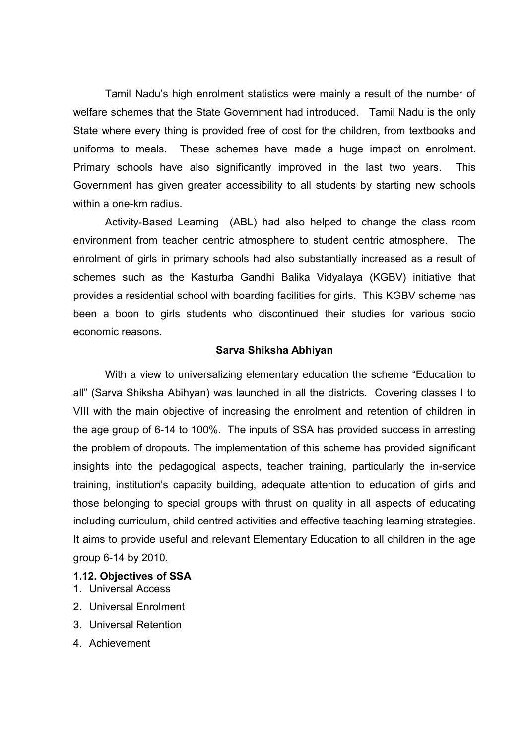Tamil Nadu's high enrolment statistics were mainly a result of the number of welfare schemes that the State Government had introduced. Tamil Nadu is the only State where every thing is provided free of cost for the children, from textbooks and uniforms to meals. These schemes have made a huge impact on enrolment. Primary schools have also significantly improved in the last two years. This Government has given greater accessibility to all students by starting new schools within a one-km radius.

Activity-Based Learning (ABL) had also helped to change the class room environment from teacher centric atmosphere to student centric atmosphere. The enrolment of girls in primary schools had also substantially increased as a result of schemes such as the Kasturba Gandhi Balika Vidyalaya (KGBV) initiative that provides a residential school with boarding facilities for girls. This KGBV scheme has been a boon to girls students who discontinued their studies for various socio economic reasons.

## Sarva Shiksha Abhiyan

With a view to universalizing elementary education the scheme "Education to all" (Sarva Shiksha Abihyan) was launched in all the districts. Covering classes I to VIII with the main objective of increasing the enrolment and retention of children in the age group of 6-14 to 100%. The inputs of SSA has provided success in arresting the problem of dropouts. The implementation of this scheme has provided significant insights into the pedagogical aspects, teacher training, particularly the in-service training, institution's capacity building, adequate attention to education of girls and those belonging to special groups with thrust on quality in all aspects of educating including curriculum, child centred activities and effective teaching learning strategies. It aims to provide useful and relevant Elementary Education to all children in the age group 6-14 by 2010.

### 1.12. Objectives of SSA

1. Universal Access
2. Universal Enrolment
3. Universal Retention
4. Achievement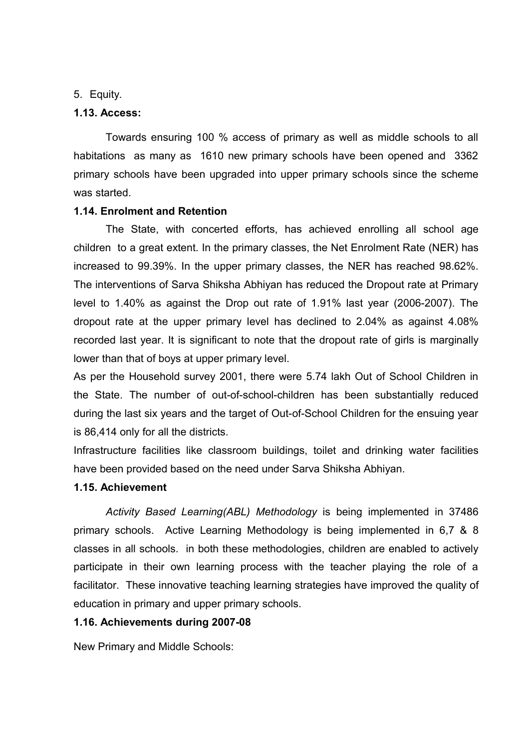5. Equity.

### 1.13. Access:

Towards ensuring 100 % access of primary as well as middle schools to all habitations as many as 1610 new primary schools have been opened and 3362 primary schools have been upgraded into upper primary schools since the scheme was started.

### 1.14. Enrolment and Retention

The State, with concerted efforts, has achieved enrolling all school age children to a great extent. In the primary classes, the Net Enrolment Rate (NER) has increased to 99.39%. In the upper primary classes, the NER has reached 98.62%. The interventions of Sarva Shiksha Abhiyan has reduced the Dropout rate at Primary level to 1.40% as against the Drop out rate of 1.91% last year (2006-2007). The dropout rate at the upper primary level has declined to 2.04% as against 4.08% recorded last year. It is significant to note that the dropout rate of girls is marginally lower than that of boys at upper primary level.

As per the Household survey 2001, there were 5.74 lakh Out of School Children in the State. The number of out-of-school-children has been substantially reduced during the last six years and the target of Out-of-School Children for the ensuing year is 86,414 only for all the districts.

Infrastructure facilities like classroom buildings, toilet and drinking water facilities have been provided based on the need under Sarva Shiksha Abhiyan.

### 1.15. Achievement

*Activity Based Learning(ABL) Methodology* is being implemented in 37486 primary schools. Active Learning Methodology is being implemented in 6,7 & 8 classes in all schools. in both these methodologies, children are enabled to actively participate in their own learning process with the teacher playing the role of a facilitator. These innovative teaching learning strategies have improved the quality of education in primary and upper primary schools.

### 1.16. Achievements during 2007-08

New Primary and Middle Schools: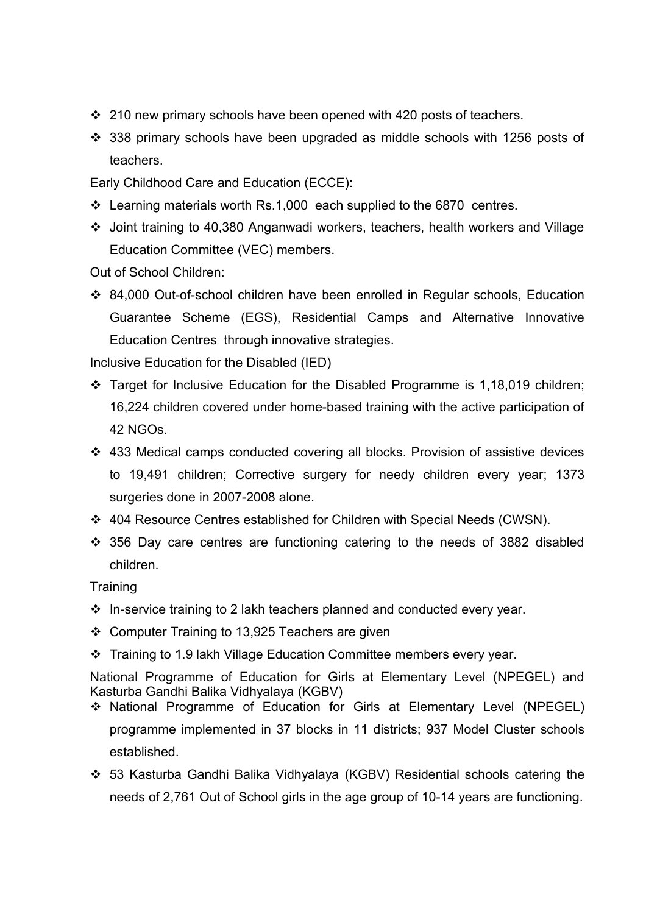- 210 new primary schools have been opened with 420 posts of teachers.
- 338 primary schools have been upgraded as middle schools with 1256 posts of teachers.

Early Childhood Care and Education (ECCE):

- Learning materials worth Rs.1,000 each supplied to the 6870 centres.
- Joint training to 40,380 Anganwadi workers, teachers, health workers and Village Education Committee (VEC) members.

Out of School Children:

- 84,000 Out-of-school children have been enrolled in Regular schools, Education Guarantee Scheme (EGS), Residential Camps and Alternative Innovative Education Centres through innovative strategies.

Inclusive Education for the Disabled (IED)

- Target for Inclusive Education for the Disabled Programme is 1,18,019 children; 16,224 children covered under home-based training with the active participation of 42 NGOs.
- 433 Medical camps conducted covering all blocks. Provision of assistive devices to 19,491 children; Corrective surgery for needy children every year; 1373 surgeries done in 2007-2008 alone.
- 404 Resource Centres established for Children with Special Needs (CWSN).
- 356 Day care centres are functioning catering to the needs of 3882 disabled children.

Training

- In-service training to 2 lakh teachers planned and conducted every year.
- Computer Training to 13,925 Teachers are given
- Training to 1.9 lakh Village Education Committee members every year.

National Programme of Education for Girls at Elementary Level (NPEGEL) and Kasturba Gandhi Balika Vidhyalaya (KGBV)

- National Programme of Education for Girls at Elementary Level (NPEGEL) programme implemented in 37 blocks in 11 districts; 937 Model Cluster schools established.
- 53 Kasturba Gandhi Balika Vidhyalaya (KGBV) Residential schools catering the needs of 2,761 Out of School girls in the age group of 10-14 years are functioning.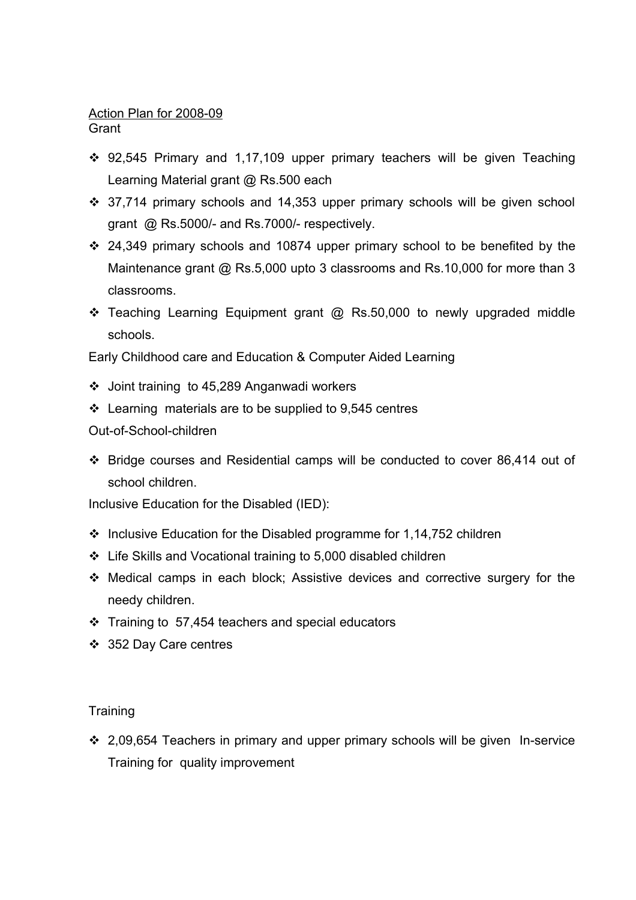<u>Action Plan for 2008-09</u>

Grant

- 92,545 Primary and 1,17,109 upper primary teachers will be given Teaching Learning Material grant @ Rs.500 each
- 37,714 primary schools and 14,353 upper primary schools will be given school grant @ Rs.5000/- and Rs.7000/- respectively.
- 24,349 primary schools and 10874 upper primary school to be benefited by the Maintenance grant @ Rs.5,000 upto 3 classrooms and Rs.10,000 for more than 3 classrooms.
- Teaching Learning Equipment grant @ Rs.50,000 to newly upgraded middle schools.

Early Childhood care and Education & Computer Aided Learning

- Joint training to 45,289 Anganwadi workers
- Learning materials are to be supplied to 9,545 centres

Out-of-School-children

- Bridge courses and Residential camps will be conducted to cover 86,414 out of school children.

Inclusive Education for the Disabled (IED):

- Inclusive Education for the Disabled programme for 1,14,752 children
- Life Skills and Vocational training to 5,000 disabled children
- Medical camps in each block; Assistive devices and corrective surgery for the needy children.
- Training to 57,454 teachers and special educators
- 352 Day Care centres

Training

- 2,09,654 Teachers in primary and upper primary schools will be given In-service Training for quality improvement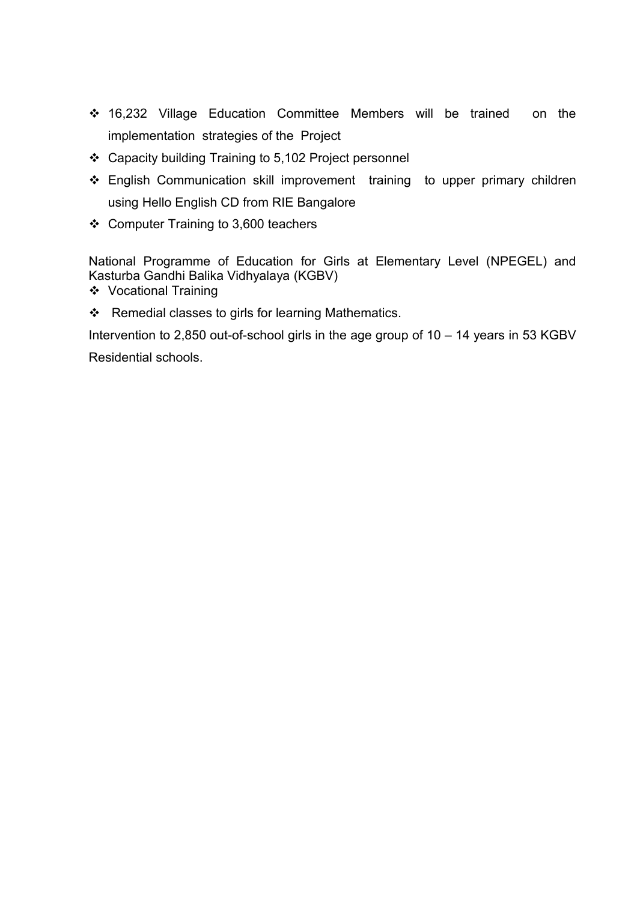- 16,232 Village Education Committee Members will be trained on the implementation strategies of the Project
- Capacity building Training to 5,102 Project personnel
- English Communication skill improvement training to upper primary children using Hello English CD from RIE Bangalore
- Computer Training to 3,600 teachers

National Programme of Education for Girls at Elementary Level (NPEGEL) and Kasturba Gandhi Balika Vidhyalaya (KGBV)

- Vocational Training
- Remedial classes to girls for learning Mathematics.

Intervention to 2,850 out-of-school girls in the age group of 10 – 14 years in 53 KGBV Residential schools.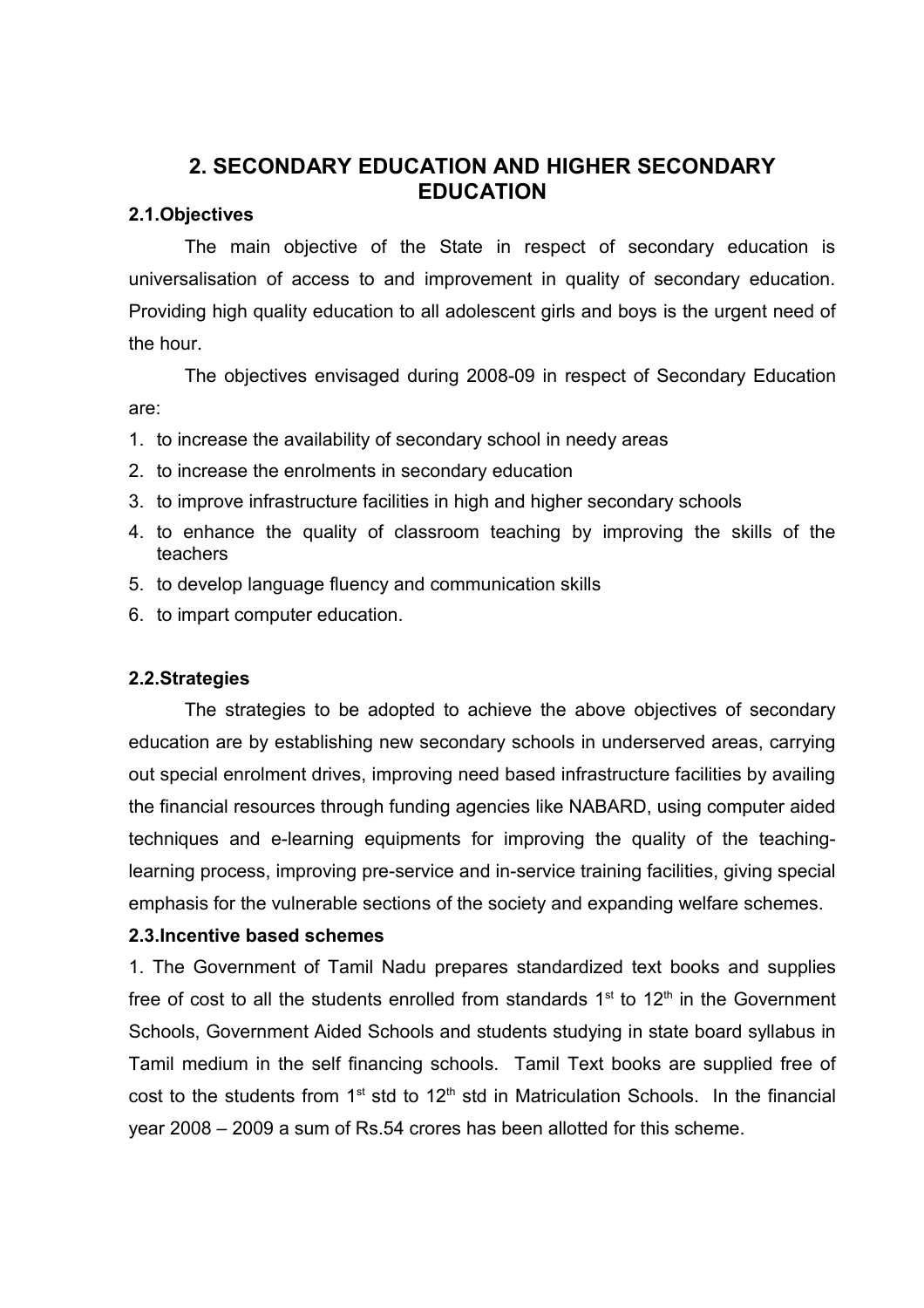## 2. SECONDARY EDUCATION AND HIGHER SECONDARY EDUCATION

### 2.1.Objectives

The main objective of the State in respect of secondary education is universalisation of access to and improvement in quality of secondary education. Providing high quality education to all adolescent girls and boys is the urgent need of the hour.

The objectives envisaged during 2008-09 in respect of Secondary Education are:

1. to increase the availability of secondary school in needy areas
2. to increase the enrolments in secondary education
3. to improve infrastructure facilities in high and higher secondary schools
4. to enhance the quality of classroom teaching by improving the skills of the teachers
5. to develop language fluency and communication skills
6. to impart computer education.

### 2.2.Strategies

The strategies to be adopted to achieve the above objectives of secondary education are by establishing new secondary schools in underserved areas, carrying out special enrolment drives, improving need based infrastructure facilities by availing the financial resources through funding agencies like NABARD, using computer aided techniques and e-learning equipments for improving the quality of the teaching-learning process, improving pre-service and in-service training facilities, giving special emphasis for the vulnerable sections of the society and expanding welfare schemes.

### 2.3.Incentive based schemes

1. The Government of Tamil Nadu prepares standardized text books and supplies free of cost to all the students enrolled from standards 1st to 12th in the Government Schools, Government Aided Schools and students studying in state board syllabus in Tamil medium in the self financing schools. Tamil Text books are supplied free of cost to the students from 1st std to 12th std in Matriculation Schools. In the financial year 2008 – 2009 a sum of Rs.54 crores has been allotted for this scheme.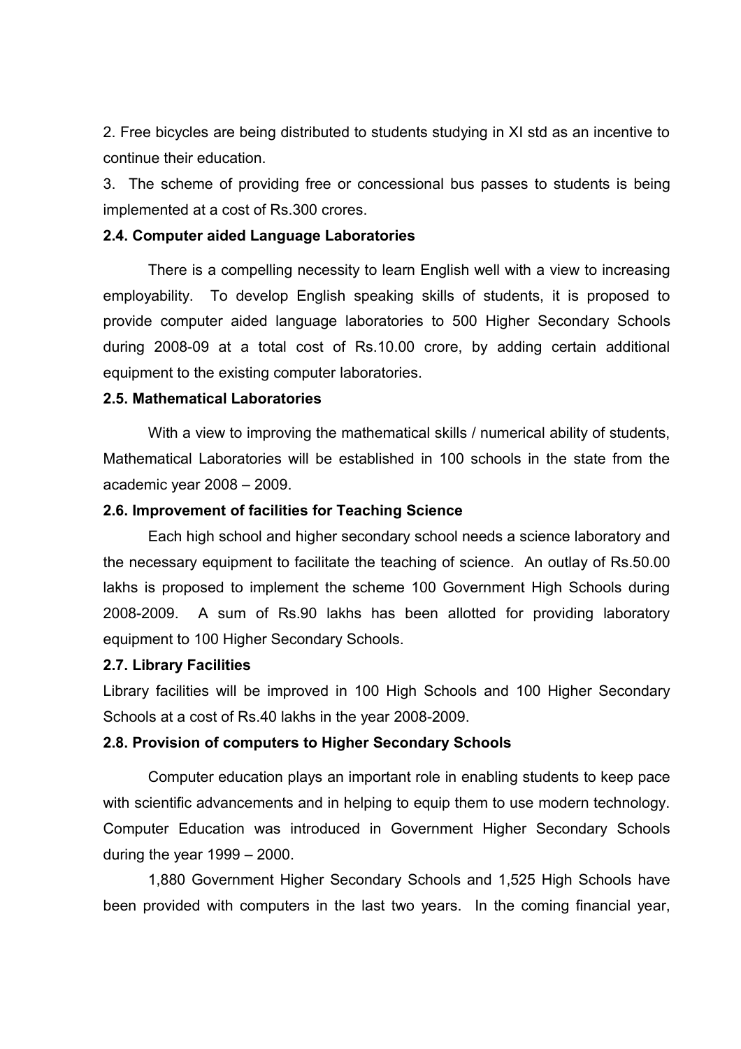2. Free bicycles are being distributed to students studying in XI std as an incentive to continue their education.

3. The scheme of providing free or concessional bus passes to students is being implemented at a cost of Rs.300 crores.

**2.4. Computer aided Language Laboratories**

There is a compelling necessity to learn English well with a view to increasing employability. To develop English speaking skills of students, it is proposed to provide computer aided language laboratories to 500 Higher Secondary Schools during 2008-09 at a total cost of Rs.10.00 crore, by adding certain additional equipment to the existing computer laboratories.

**2.5. Mathematical Laboratories**

With a view to improving the mathematical skills / numerical ability of students, Mathematical Laboratories will be established in 100 schools in the state from the academic year 2008 – 2009.

**2.6. Improvement of facilities for Teaching Science**

Each high school and higher secondary school needs a science laboratory and the necessary equipment to facilitate the teaching of science. An outlay of Rs.50.00 lakhs is proposed to implement the scheme 100 Government High Schools during 2008-2009. A sum of Rs.90 lakhs has been allotted for providing laboratory equipment to 100 Higher Secondary Schools.

**2.7. Library Facilities**

Library facilities will be improved in 100 High Schools and 100 Higher Secondary Schools at a cost of Rs.40 lakhs in the year 2008-2009.

**2.8. Provision of computers to Higher Secondary Schools**

Computer education plays an important role in enabling students to keep pace with scientific advancements and in helping to equip them to use modern technology. Computer Education was introduced in Government Higher Secondary Schools during the year 1999 – 2000.

1,880 Government Higher Secondary Schools and 1,525 High Schools have been provided with computers in the last two years. In the coming financial year,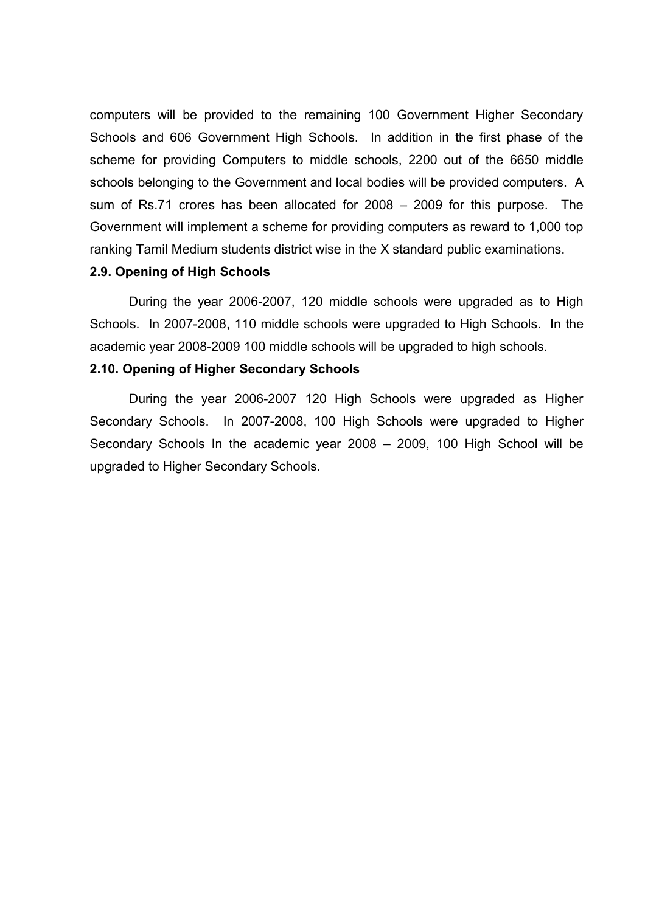computers will be provided to the remaining 100 Government Higher Secondary Schools and 606 Government High Schools. In addition in the first phase of the scheme for providing Computers to middle schools, 2200 out of the 6650 middle schools belonging to the Government and local bodies will be provided computers. A sum of Rs.71 crores has been allocated for 2008 – 2009 for this purpose. The Government will implement a scheme for providing computers as reward to 1,000 top ranking Tamil Medium students district wise in the X standard public examinations.

**2.9. Opening of High Schools**

During the year 2006-2007, 120 middle schools were upgraded as to High Schools. In 2007-2008, 110 middle schools were upgraded to High Schools. In the academic year 2008-2009 100 middle schools will be upgraded to high schools.

**2.10. Opening of Higher Secondary Schools**

During the year 2006-2007 120 High Schools were upgraded as Higher Secondary Schools. In 2007-2008, 100 High Schools were upgraded to Higher Secondary Schools In the academic year 2008 – 2009, 100 High School will be upgraded to Higher Secondary Schools.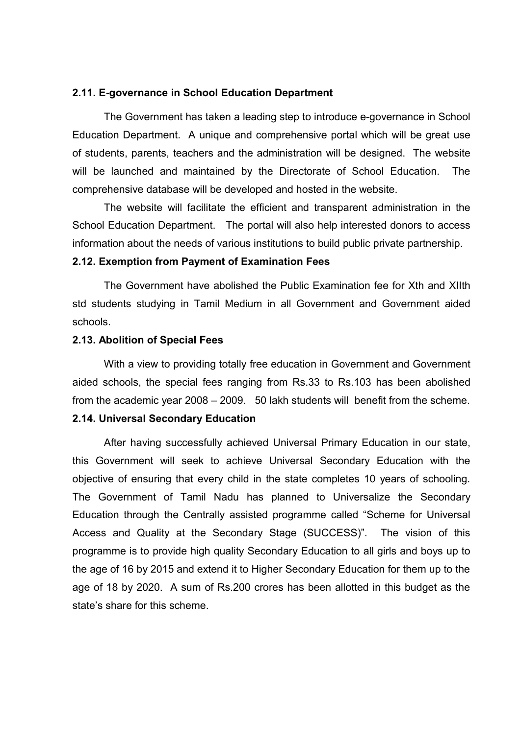**2.11. E-governance in School Education Department**

The Government has taken a leading step to introduce e-governance in School Education Department. A unique and comprehensive portal which will be great use of students, parents, teachers and the administration will be designed. The website will be launched and maintained by the Directorate of School Education. The comprehensive database will be developed and hosted in the website.

The website will facilitate the efficient and transparent administration in the School Education Department. The portal will also help interested donors to access information about the needs of various institutions to build public private partnership.

**2.12. Exemption from Payment of Examination Fees**

The Government have abolished the Public Examination fee for Xth and XIIth std students studying in Tamil Medium in all Government and Government aided schools.

**2.13. Abolition of Special Fees**

With a view to providing totally free education in Government and Government aided schools, the special fees ranging from Rs.33 to Rs.103 has been abolished from the academic year 2008 – 2009. 50 lakh students will benefit from the scheme.

**2.14. Universal Secondary Education**

After having successfully achieved Universal Primary Education in our state, this Government will seek to achieve Universal Secondary Education with the objective of ensuring that every child in the state completes 10 years of schooling. The Government of Tamil Nadu has planned to Universalize the Secondary Education through the Centrally assisted programme called "Scheme for Universal Access and Quality at the Secondary Stage (SUCCESS)". The vision of this programme is to provide high quality Secondary Education to all girls and boys up to the age of 16 by 2015 and extend it to Higher Secondary Education for them up to the age of 18 by 2020. A sum of Rs.200 crores has been allotted in this budget as the state's share for this scheme.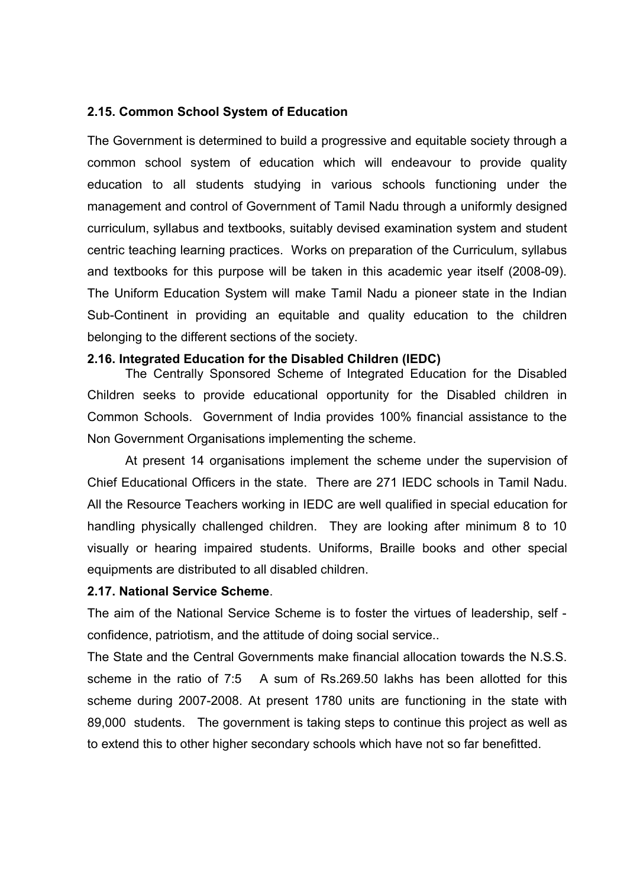### 2.15. Common School System of Education

The Government is determined to build a progressive and equitable society through a common school system of education which will endeavour to provide quality education to all students studying in various schools functioning under the management and control of Government of Tamil Nadu through a uniformly designed curriculum, syllabus and textbooks, suitably devised examination system and student centric teaching learning practices. Works on preparation of the Curriculum, syllabus and textbooks for this purpose will be taken in this academic year itself (2008-09). The Uniform Education System will make Tamil Nadu a pioneer state in the Indian Sub-Continent in providing an equitable and quality education to the children belonging to the different sections of the society.

### 2.16. Integrated Education for the Disabled Children (IEDC)

The Centrally Sponsored Scheme of Integrated Education for the Disabled Children seeks to provide educational opportunity for the Disabled children in Common Schools. Government of India provides 100% financial assistance to the Non Government Organisations implementing the scheme.

At present 14 organisations implement the scheme under the supervision of Chief Educational Officers in the state. There are 271 IEDC schools in Tamil Nadu. All the Resource Teachers working in IEDC are well qualified in special education for handling physically challenged children. They are looking after minimum 8 to 10 visually or hearing impaired students. Uniforms, Braille books and other special equipments are distributed to all disabled children.

### 2.17. National Service Scheme.

The aim of the National Service Scheme is to foster the virtues of leadership, self - confidence, patriotism, and the attitude of doing social service..

The State and the Central Governments make financial allocation towards the N.S.S. scheme in the ratio of 7:5 A sum of Rs.269.50 lakhs has been allotted for this scheme during 2007-2008. At present 1780 units are functioning in the state with 89,000 students. The government is taking steps to continue this project as well as to extend this to other higher secondary schools which have not so far benefitted.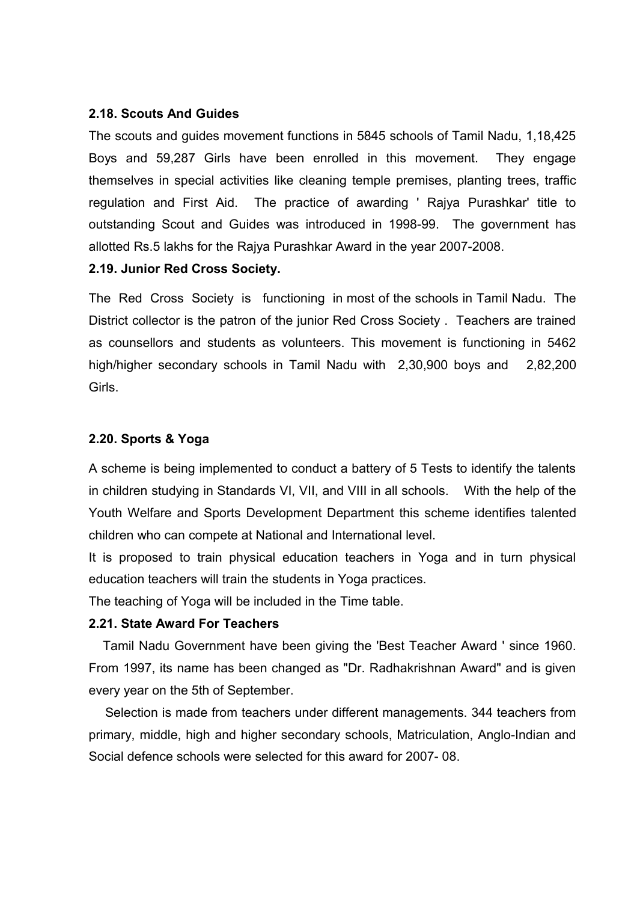### 2.18. Scouts And Guides

The scouts and guides movement functions in 5845 schools of Tamil Nadu, 1,18,425 Boys and 59,287 Girls have been enrolled in this movement. They engage themselves in special activities like cleaning temple premises, planting trees, traffic regulation and First Aid. The practice of awarding ' Rajya Purashkar' title to outstanding Scout and Guides was introduced in 1998-99. The government has allotted Rs.5 lakhs for the Rajya Purashkar Award in the year 2007-2008.

### 2.19. Junior Red Cross Society.

The Red Cross Society is functioning in most of the schools in Tamil Nadu. The District collector is the patron of the junior Red Cross Society . Teachers are trained as counsellors and students as volunteers. This movement is functioning in 5462 high/higher secondary schools in Tamil Nadu with 2,30,900 boys and 2,82,200 Girls.

### 2.20. Sports & Yoga

A scheme is being implemented to conduct a battery of 5 Tests to identify the talents in children studying in Standards VI, VII, and VIII in all schools. With the help of the Youth Welfare and Sports Development Department this scheme identifies talented children who can compete at National and International level.

It is proposed to train physical education teachers in Yoga and in turn physical education teachers will train the students in Yoga practices.

The teaching of Yoga will be included in the Time table.

### 2.21. State Award For Teachers

Tamil Nadu Government have been giving the 'Best Teacher Award ' since 1960. From 1997, its name has been changed as "Dr. Radhakrishnan Award" and is given every year on the 5th of September.

Selection is made from teachers under different managements. 344 teachers from primary, middle, high and higher secondary schools, Matriculation, Anglo-Indian and Social defence schools were selected for this award for 2007- 08.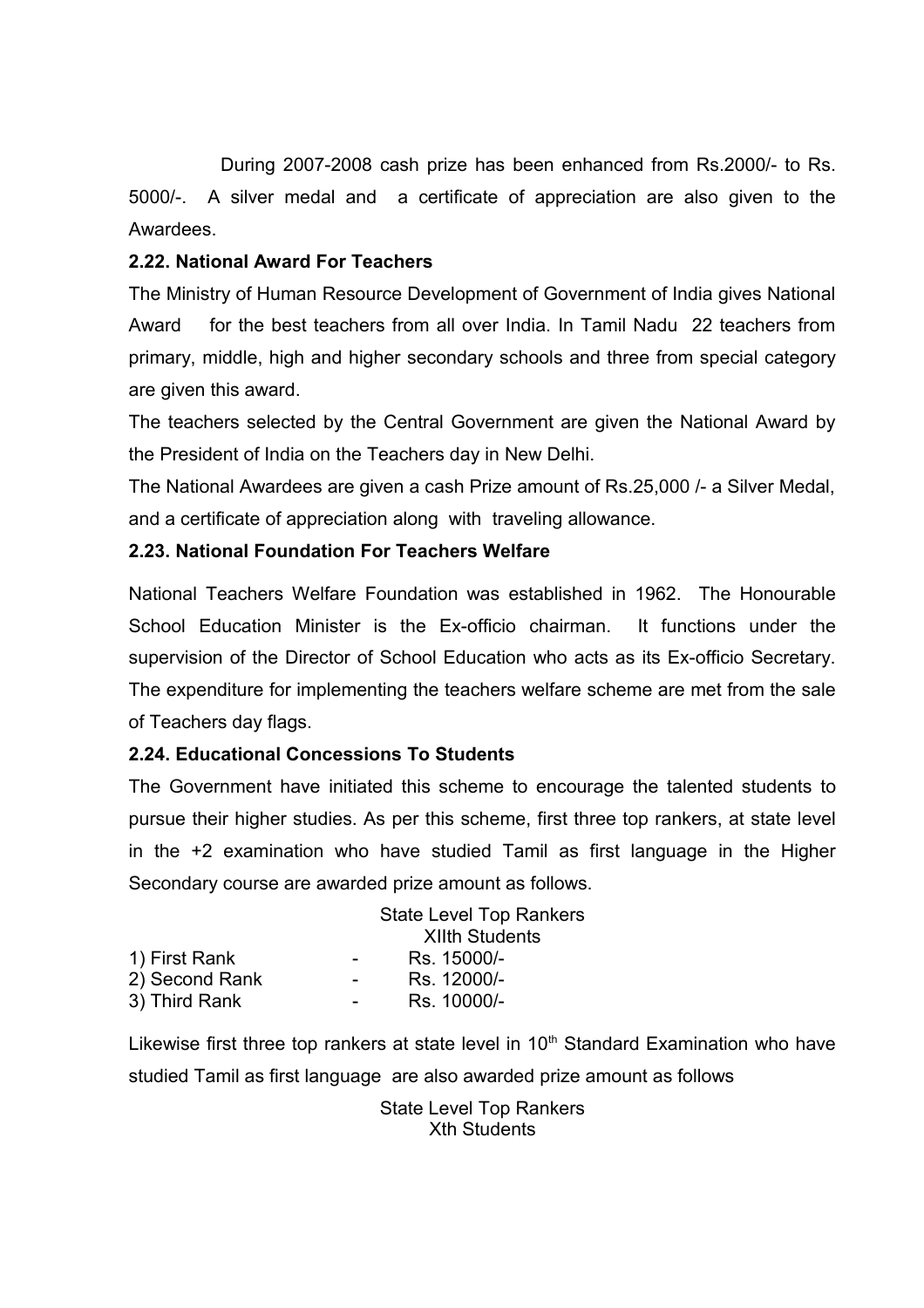During 2007-2008 cash prize has been enhanced from Rs.2000/- to Rs. 5000/-. A silver medal and a certificate of appreciation are also given to the Awardees.

### 2.22. National Award For Teachers

The Ministry of Human Resource Development of Government of India gives National Award for the best teachers from all over India. In Tamil Nadu 22 teachers from primary, middle, high and higher secondary schools and three from special category are given this award.

The teachers selected by the Central Government are given the National Award by the President of India on the Teachers day in New Delhi.

The National Awardees are given a cash Prize amount of Rs.25,000 /- a Silver Medal, and a certificate of appreciation along with traveling allowance.

### 2.23. National Foundation For Teachers Welfare

National Teachers Welfare Foundation was established in 1962. The Honourable School Education Minister is the Ex-officio chairman. It functions under the supervision of the Director of School Education who acts as its Ex-officio Secretary. The expenditure for implementing the teachers welfare scheme are met from the sale of Teachers day flags.

### 2.24. Educational Concessions To Students

The Government have initiated this scheme to encourage the talented students to pursue their higher studies. As per this scheme, first three top rankers, at state level in the +2 examination who have studied Tamil as first language in the Higher Secondary course are awarded prize amount as follows.

| | | State Level Top Rankers XIIth Students |
|---|---|---|
| 1) First Rank | - | Rs. 15000/- |
| 2) Second Rank | - | Rs. 12000/- |
| 3) Third Rank | - | Rs. 10000/- |

Likewise first three top rankers at state level in 10th Standard Examination who have studied Tamil as first language are also awarded prize amount as follows

State Level Top Rankers
Xth Students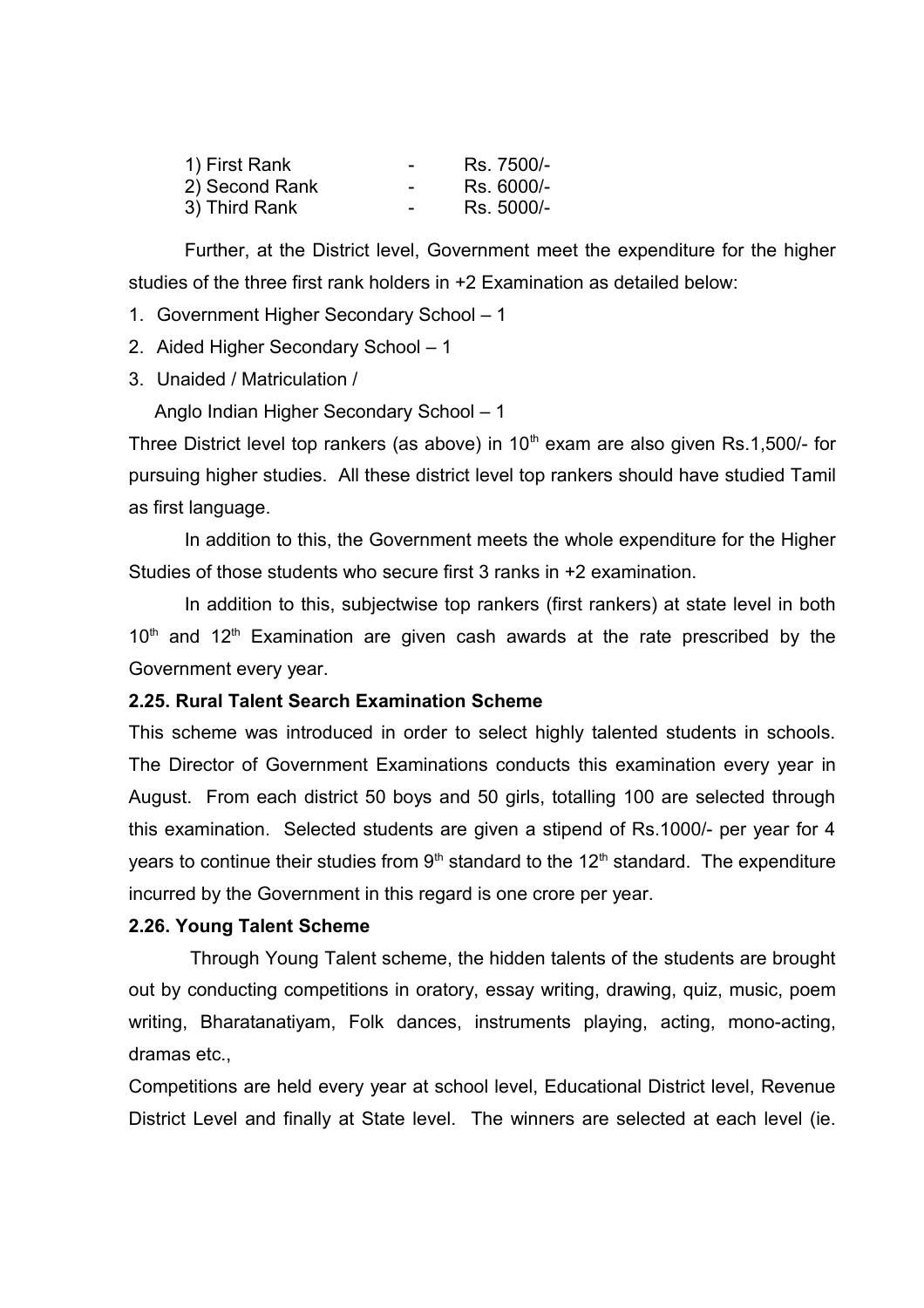1) First Rank - Rs. 7500/-
2) Second Rank - Rs. 6000/-
3) Third Rank - Rs. 5000/-

Further, at the District level, Government meet the expenditure for the higher studies of the three first rank holders in +2 Examination as detailed below:

1. Government Higher Secondary School – 1
2. Aided Higher Secondary School – 1
3. Unaided / Matriculation / Anglo Indian Higher Secondary School – 1

Three District level top rankers (as above) in $10^{th}$ exam are also given Rs.1,500/- for pursuing higher studies. All these district level top rankers should have studied Tamil as first language.

In addition to this, the Government meets the whole expenditure for the Higher Studies of those students who secure first 3 ranks in +2 examination.

In addition to this, subjectwise top rankers (first rankers) at state level in both $10^{th}$ and $12^{th}$ Examination are given cash awards at the rate prescribed by the Government every year.

**2.25. Rural Talent Search Examination Scheme**

This scheme was introduced in order to select highly talented students in schools. The Director of Government Examinations conducts this examination every year in August. From each district 50 boys and 50 girls, totalling 100 are selected through this examination. Selected students are given a stipend of Rs.1000/- per year for 4 years to continue their studies from $9^{th}$ standard to the $12^{th}$ standard. The expenditure incurred by the Government in this regard is one crore per year.

**2.26. Young Talent Scheme**

Through Young Talent scheme, the hidden talents of the students are brought out by conducting competitions in oratory, essay writing, drawing, quiz, music, poem writing, Bharatanatiyam, Folk dances, instruments playing, acting, mono-acting, dramas etc.,

Competitions are held every year at school level, Educational District level, Revenue District Level and finally at State level. The winners are selected at each level (ie.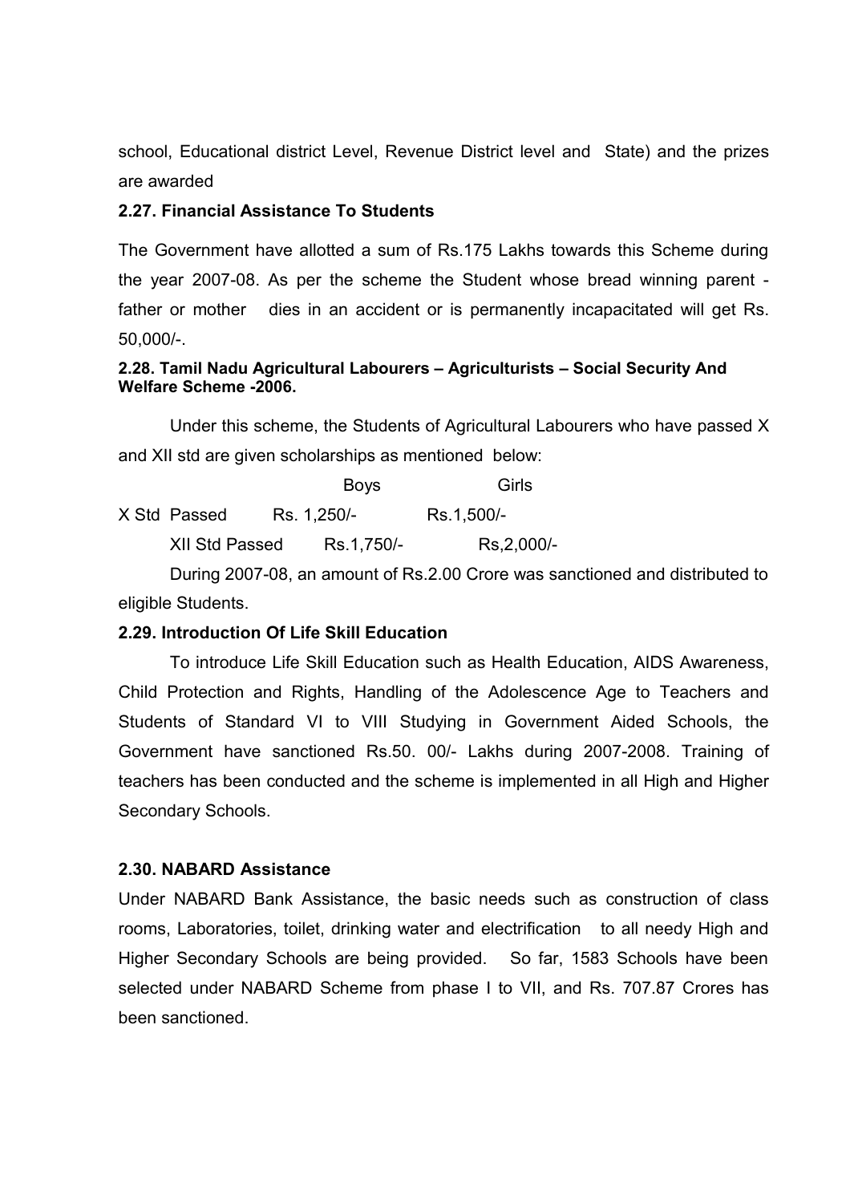school, Educational district Level, Revenue District level and State) and the prizes are awarded

### 2.27. Financial Assistance To Students

The Government have allotted a sum of Rs.175 Lakhs towards this Scheme during the year 2007-08. As per the scheme the Student whose bread winning parent - father or mother dies in an accident or is permanently incapacitated will get Rs. 50,000/-.

### 2.28. Tamil Nadu Agricultural Labourers – Agriculturists – Social Security And Welfare Scheme -2006.

Under this scheme, the Students of Agricultural Labourers who have passed X and XII std are given scholarships as mentioned below:

| | Boys | Girls |
|---|---|---|
| X Std Passed | Rs. 1,250/- | Rs.1,500/- |
| XII Std Passed | Rs.1,750/- | Rs,2,000/- |

During 2007-08, an amount of Rs.2.00 Crore was sanctioned and distributed to eligible Students.

### 2.29. Introduction Of Life Skill Education

To introduce Life Skill Education such as Health Education, AIDS Awareness, Child Protection and Rights, Handling of the Adolescence Age to Teachers and Students of Standard VI to VIII Studying in Government Aided Schools, the Government have sanctioned Rs.50. 00/- Lakhs during 2007-2008. Training of teachers has been conducted and the scheme is implemented in all High and Higher Secondary Schools.

### 2.30. NABARD Assistance

Under NABARD Bank Assistance, the basic needs such as construction of class rooms, Laboratories, toilet, drinking water and electrification to all needy High and Higher Secondary Schools are being provided. So far, 1583 Schools have been selected under NABARD Scheme from phase I to VII, and Rs. 707.87 Crores has been sanctioned.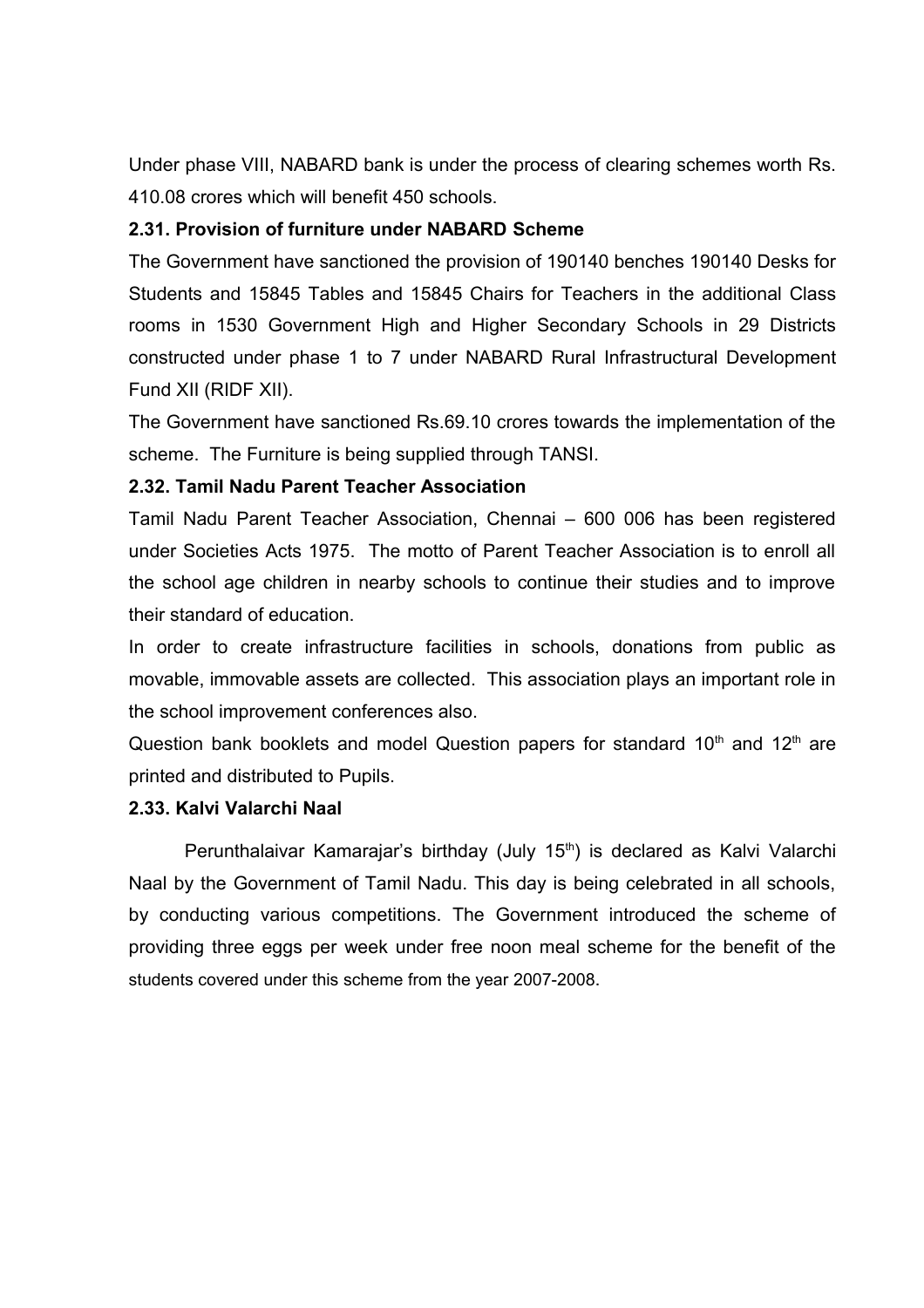Under phase VIII, NABARD bank is under the process of clearing schemes worth Rs. 410.08 crores which will benefit 450 schools.

**2.31. Provision of furniture under NABARD Scheme**

The Government have sanctioned the provision of 190140 benches 190140 Desks for Students and 15845 Tables and 15845 Chairs for Teachers in the additional Class rooms in 1530 Government High and Higher Secondary Schools in 29 Districts constructed under phase 1 to 7 under NABARD Rural Infrastructural Development Fund XII (RIDF XII).

The Government have sanctioned Rs.69.10 crores towards the implementation of the scheme. The Furniture is being supplied through TANSI.

**2.32. Tamil Nadu Parent Teacher Association**

Tamil Nadu Parent Teacher Association, Chennai – 600 006 has been registered under Societies Acts 1975. The motto of Parent Teacher Association is to enroll all the school age children in nearby schools to continue their studies and to improve their standard of education.

In order to create infrastructure facilities in schools, donations from public as movable, immovable assets are collected. This association plays an important role in the school improvement conferences also.

Question bank booklets and model Question papers for standard 10th and 12th are printed and distributed to Pupils.

**2.33. Kalvi Valarchi Naal**

Perunthalaivar Kamarajar's birthday (July 15th) is declared as Kalvi Valarchi Naal by the Government of Tamil Nadu. This day is being celebrated in all schools, by conducting various competitions. The Government introduced the scheme of providing three eggs per week under free noon meal scheme for the benefit of the students covered under this scheme from the year 2007-2008.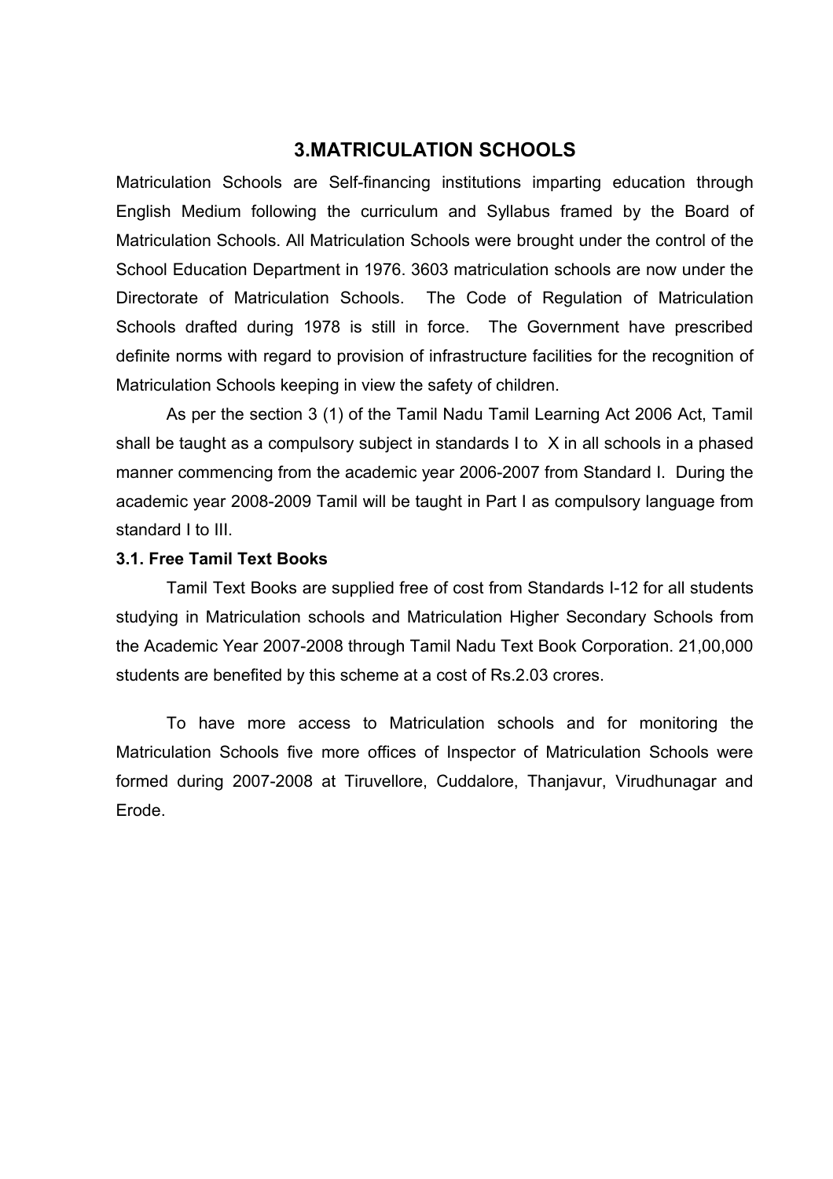## 3.MATRICULATION SCHOOLS

Matriculation Schools are Self-financing institutions imparting education through English Medium following the curriculum and Syllabus framed by the Board of Matriculation Schools. All Matriculation Schools were brought under the control of the School Education Department in 1976. 3603 matriculation schools are now under the Directorate of Matriculation Schools. The Code of Regulation of Matriculation Schools drafted during 1978 is still in force. The Government have prescribed definite norms with regard to provision of infrastructure facilities for the recognition of Matriculation Schools keeping in view the safety of children.

As per the section 3 (1) of the Tamil Nadu Tamil Learning Act 2006 Act, Tamil shall be taught as a compulsory subject in standards I to X in all schools in a phased manner commencing from the academic year 2006-2007 from Standard I. During the academic year 2008-2009 Tamil will be taught in Part I as compulsory language from standard I to III.

### 3.1. Free Tamil Text Books

Tamil Text Books are supplied free of cost from Standards I-12 for all students studying in Matriculation schools and Matriculation Higher Secondary Schools from the Academic Year 2007-2008 through Tamil Nadu Text Book Corporation. 21,00,000 students are benefited by this scheme at a cost of Rs.2.03 crores.

To have more access to Matriculation schools and for monitoring the Matriculation Schools five more offices of Inspector of Matriculation Schools were formed during 2007-2008 at Tiruvellore, Cuddalore, Thanjavur, Virudhunagar and Erode.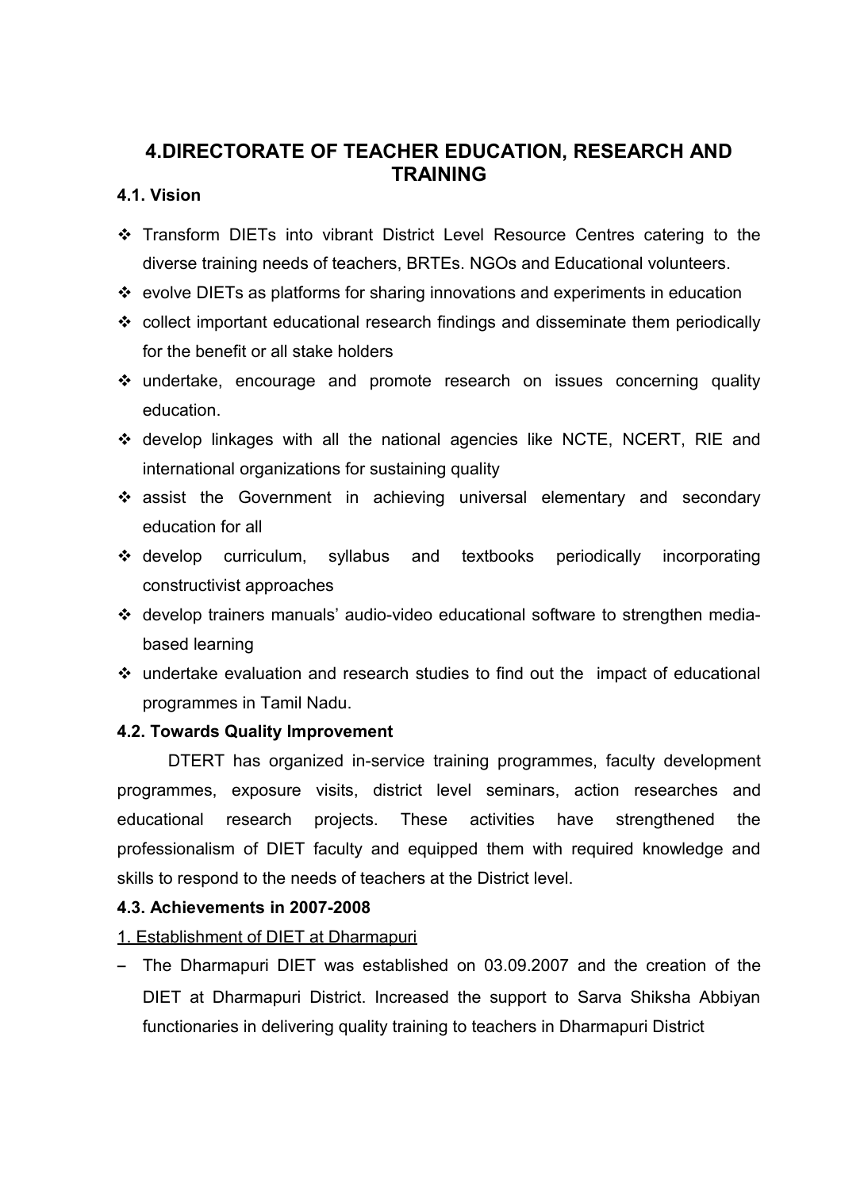## 4.DIRECTORATE OF TEACHER EDUCATION, RESEARCH AND TRAINING

### 4.1. Vision

- Transform DIETs into vibrant District Level Resource Centres catering to the diverse training needs of teachers, BRTEs. NGOs and Educational volunteers.
- evolve DIETs as platforms for sharing innovations and experiments in education
- collect important educational research findings and disseminate them periodically for the benefit or all stake holders
- undertake, encourage and promote research on issues concerning quality education.
- develop linkages with all the national agencies like NCTE, NCERT, RIE and international organizations for sustaining quality
- assist the Government in achieving universal elementary and secondary education for all
- develop curriculum, syllabus and textbooks periodically incorporating constructivist approaches
- develop trainers manuals' audio-video educational software to strengthen media-based learning
- undertake evaluation and research studies to find out the impact of educational programmes in Tamil Nadu.

### 4.2. Towards Quality Improvement

DTERT has organized in-service training programmes, faculty development programmes, exposure visits, district level seminars, action researches and educational research projects. These activities have strengthened the professionalism of DIET faculty and equipped them with required knowledge and skills to respond to the needs of teachers at the District level.

### 4.3. Achievements in 2007-2008

1. Establishment of DIET at Dharmapuri

- The Dharmapuri DIET was established on 03.09.2007 and the creation of the DIET at Dharmapuri District. Increased the support to Sarva Shiksha Abbiyan functionaries in delivering quality training to teachers in Dharmapuri District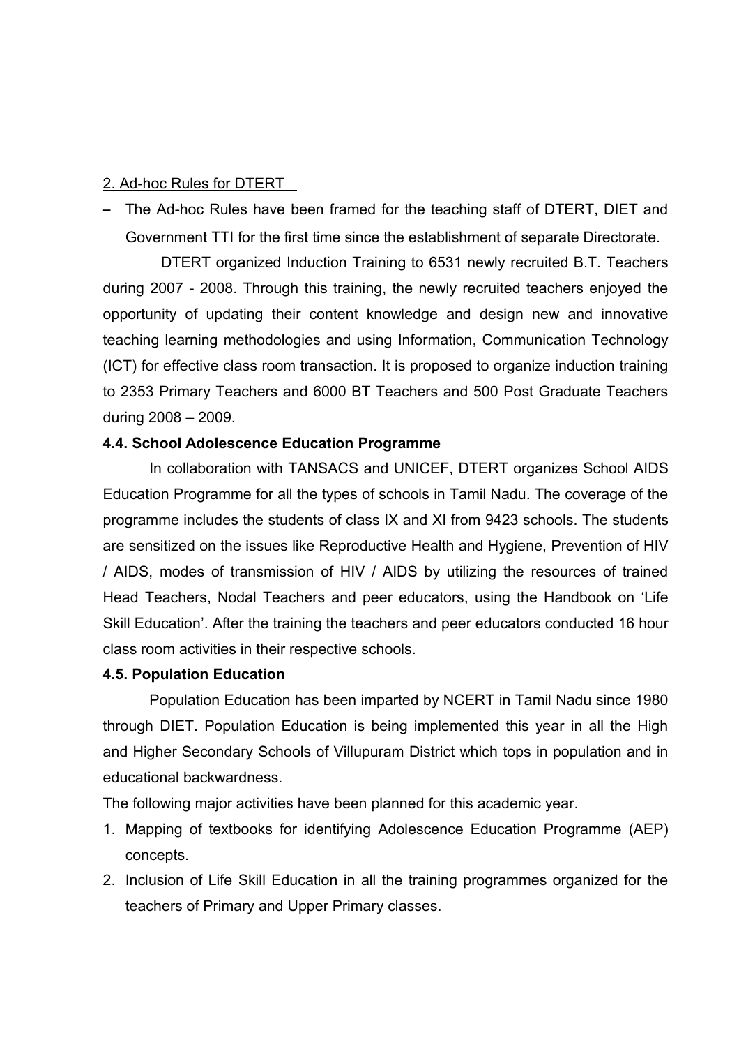2. Ad-hoc Rules for DTERT

- The Ad-hoc Rules have been framed for the teaching staff of DTERT, DIET and Government TTI for the first time since the establishment of separate Directorate.

DTERT organized Induction Training to 6531 newly recruited B.T. Teachers during 2007 - 2008. Through this training, the newly recruited teachers enjoyed the opportunity of updating their content knowledge and design new and innovative teaching learning methodologies and using Information, Communication Technology (ICT) for effective class room transaction. It is proposed to organize induction training to 2353 Primary Teachers and 6000 BT Teachers and 500 Post Graduate Teachers during 2008 – 2009.

**4.4. School Adolescence Education Programme**

In collaboration with TANSACS and UNICEF, DTERT organizes School AIDS Education Programme for all the types of schools in Tamil Nadu. The coverage of the programme includes the students of class IX and XI from 9423 schools. The students are sensitized on the issues like Reproductive Health and Hygiene, Prevention of HIV / AIDS, modes of transmission of HIV / AIDS by utilizing the resources of trained Head Teachers, Nodal Teachers and peer educators, using the Handbook on 'Life Skill Education'. After the training the teachers and peer educators conducted 16 hour class room activities in their respective schools.

**4.5. Population Education**

Population Education has been imparted by NCERT in Tamil Nadu since 1980 through DIET. Population Education is being implemented this year in all the High and Higher Secondary Schools of Villupuram District which tops in population and in educational backwardness.

The following major activities have been planned for this academic year.

1. Mapping of textbooks for identifying Adolescence Education Programme (AEP) concepts.
2. Inclusion of Life Skill Education in all the training programmes organized for the teachers of Primary and Upper Primary classes.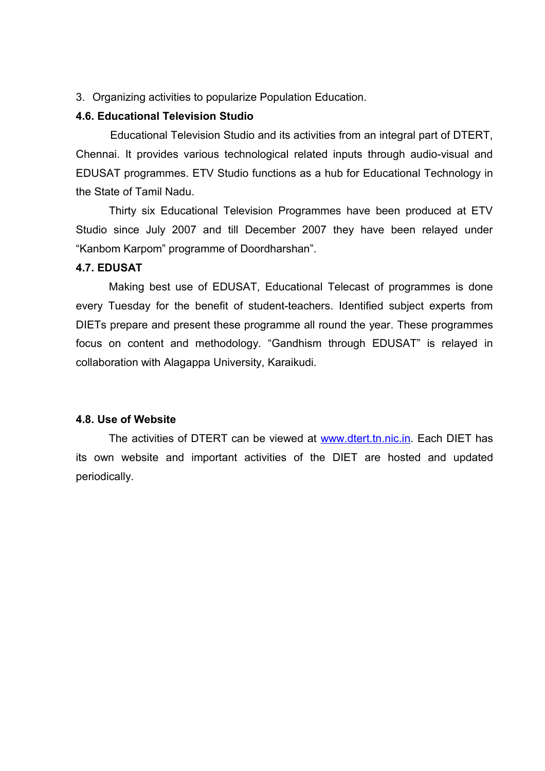3. Organizing activities to popularize Population Education.

### 4.6. Educational Television Studio

Educational Television Studio and its activities from an integral part of DTERT, Chennai. It provides various technological related inputs through audio-visual and EDUSAT programmes. ETV Studio functions as a hub for Educational Technology in the State of Tamil Nadu.

Thirty six Educational Television Programmes have been produced at ETV Studio since July 2007 and till December 2007 they have been relayed under "Kanbom Karpom" programme of Doordharshan".

### 4.7. EDUSAT

Making best use of EDUSAT, Educational Telecast of programmes is done every Tuesday for the benefit of student-teachers. Identified subject experts from DIETs prepare and present these programme all round the year. These programmes focus on content and methodology. "Gandhism through EDUSAT" is relayed in collaboration with Alagappa University, Karaikudi.

### 4.8. Use of Website

The activities of DTERT can be viewed at www.dtert.tn.nic.in. Each DIET has its own website and important activities of the DIET are hosted and updated periodically.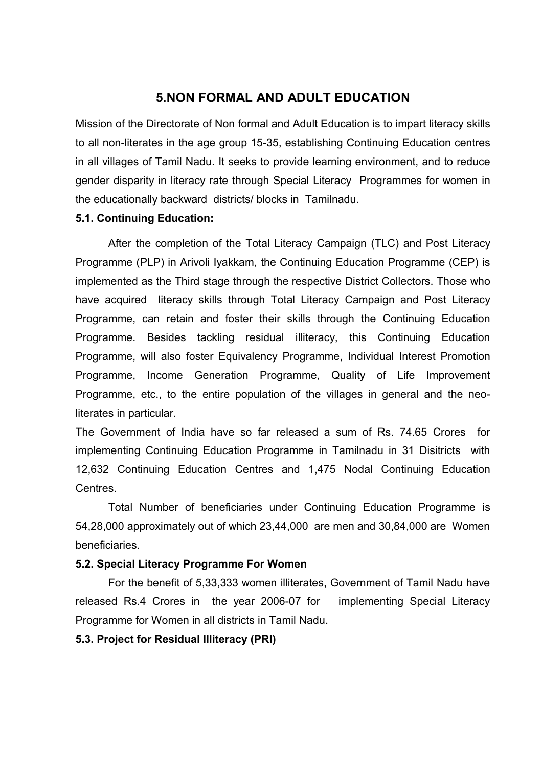## 5.NON FORMAL AND ADULT EDUCATION

Mission of the Directorate of Non formal and Adult Education is to impart literacy skills to all non-literates in the age group 15-35, establishing Continuing Education centres in all villages of Tamil Nadu. It seeks to provide learning environment, and to reduce gender disparity in literacy rate through Special Literacy Programmes for women in the educationally backward districts/ blocks in Tamilnadu.

**5.1. Continuing Education:**

After the completion of the Total Literacy Campaign (TLC) and Post Literacy Programme (PLP) in Arivoli Iyakkam, the Continuing Education Programme (CEP) is implemented as the Third stage through the respective District Collectors. Those who have acquired literacy skills through Total Literacy Campaign and Post Literacy Programme, can retain and foster their skills through the Continuing Education Programme. Besides tackling residual illiteracy, this Continuing Education Programme, will also foster Equivalency Programme, Individual Interest Promotion Programme, Income Generation Programme, Quality of Life Improvement Programme, etc., to the entire population of the villages in general and the neo-literates in particular.

The Government of India have so far released a sum of Rs. 74.65 Crores for implementing Continuing Education Programme in Tamilnadu in 31 Disitricts with 12,632 Continuing Education Centres and 1,475 Nodal Continuing Education Centres.

Total Number of beneficiaries under Continuing Education Programme is 54,28,000 approximately out of which 23,44,000 are men and 30,84,000 are Women beneficiaries.

**5.2. Special Literacy Programme For Women**

For the benefit of 5,33,333 women illiterates, Government of Tamil Nadu have released Rs.4 Crores in the year 2006-07 for implementing Special Literacy Programme for Women in all districts in Tamil Nadu.

**5.3. Project for Residual Illiteracy (PRI)**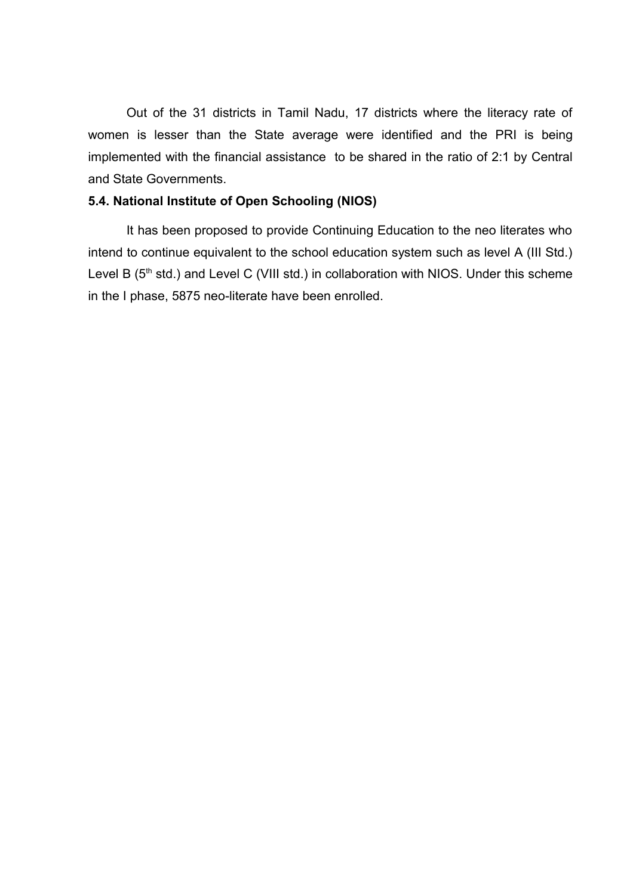Out of the 31 districts in Tamil Nadu, 17 districts where the literacy rate of women is lesser than the State average were identified and the PRI is being implemented with the financial assistance to be shared in the ratio of 2:1 by Central and State Governments.

**5.4. National Institute of Open Schooling (NIOS)**

It has been proposed to provide Continuing Education to the neo literates who intend to continue equivalent to the school education system such as level A (III Std.) Level B ($5^{th}$ std.) and Level C (VIII std.) in collaboration with NIOS. Under this scheme in the I phase, 5875 neo-literate have been enrolled.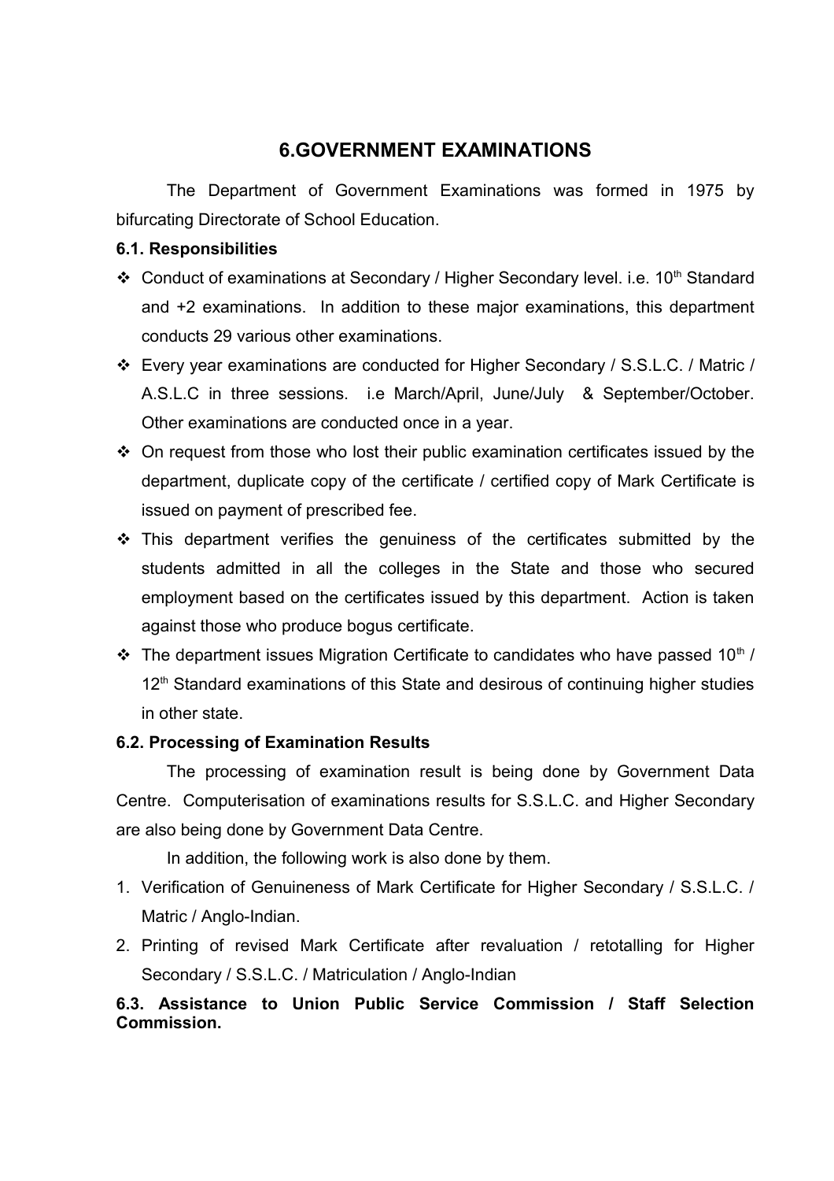## 6.GOVERNMENT EXAMINATIONS

The Department of Government Examinations was formed in 1975 by bifurcating Directorate of School Education.

**6.1. Responsibilities**

- Conduct of examinations at Secondary / Higher Secondary level. i.e. 10th Standard and +2 examinations. In addition to these major examinations, this department conducts 29 various other examinations.
- Every year examinations are conducted for Higher Secondary / S.S.L.C. / Matric / A.S.L.C in three sessions. i.e March/April, June/July & September/October. Other examinations are conducted once in a year.
- On request from those who lost their public examination certificates issued by the department, duplicate copy of the certificate / certified copy of Mark Certificate is issued on payment of prescribed fee.
- This department verifies the genuiness of the certificates submitted by the students admitted in all the colleges in the State and those who secured employment based on the certificates issued by this department. Action is taken against those who produce bogus certificate.
- The department issues Migration Certificate to candidates who have passed 10th / 12th Standard examinations of this State and desirous of continuing higher studies in other state.

**6.2. Processing of Examination Results**

The processing of examination result is being done by Government Data Centre. Computerisation of examinations results for S.S.L.C. and Higher Secondary are also being done by Government Data Centre.

In addition, the following work is also done by them.

1. Verification of Genuineness of Mark Certificate for Higher Secondary / S.S.L.C. / Matric / Anglo-Indian.
2. Printing of revised Mark Certificate after revaluation / retotalling for Higher Secondary / S.S.L.C. / Matriculation / Anglo-Indian

**6.3. Assistance to Union Public Service Commission / Staff Selection Commission.**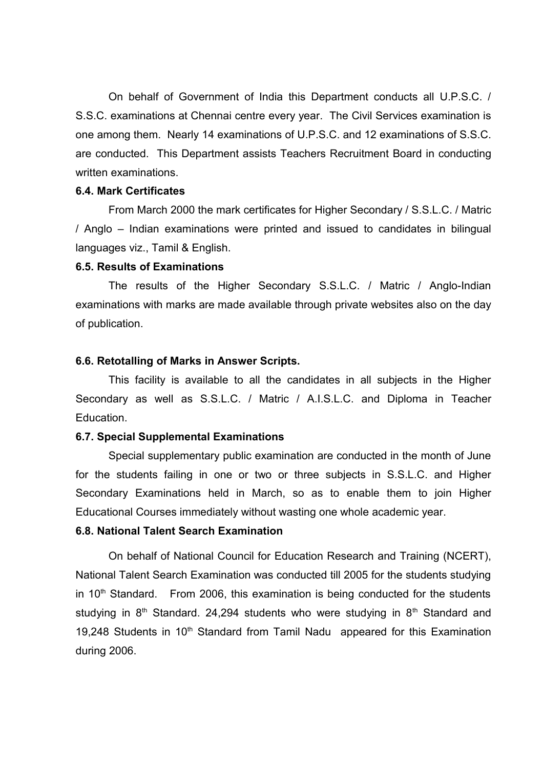On behalf of Government of India this Department conducts all U.P.S.C. / S.S.C. examinations at Chennai centre every year. The Civil Services examination is one among them. Nearly 14 examinations of U.P.S.C. and 12 examinations of S.S.C. are conducted. This Department assists Teachers Recruitment Board in conducting written examinations.

**6.4. Mark Certificates**

From March 2000 the mark certificates for Higher Secondary / S.S.L.C. / Matric / Anglo – Indian examinations were printed and issued to candidates in bilingual languages viz., Tamil & English.

**6.5. Results of Examinations**

The results of the Higher Secondary S.S.L.C. / Matric / Anglo-Indian examinations with marks are made available through private websites also on the day of publication.

**6.6. Retotalling of Marks in Answer Scripts.**

This facility is available to all the candidates in all subjects in the Higher Secondary as well as S.S.L.C. / Matric / A.I.S.L.C. and Diploma in Teacher Education.

**6.7. Special Supplemental Examinations**

Special supplementary public examination are conducted in the month of June for the students failing in one or two or three subjects in S.S.L.C. and Higher Secondary Examinations held in March, so as to enable them to join Higher Educational Courses immediately without wasting one whole academic year.

**6.8. National Talent Search Examination**

On behalf of National Council for Education Research and Training (NCERT), National Talent Search Examination was conducted till 2005 for the students studying in 10th Standard. From 2006, this examination is being conducted for the students studying in 8th Standard. 24,294 students who were studying in 8th Standard and 19,248 Students in 10th Standard from Tamil Nadu appeared for this Examination during 2006.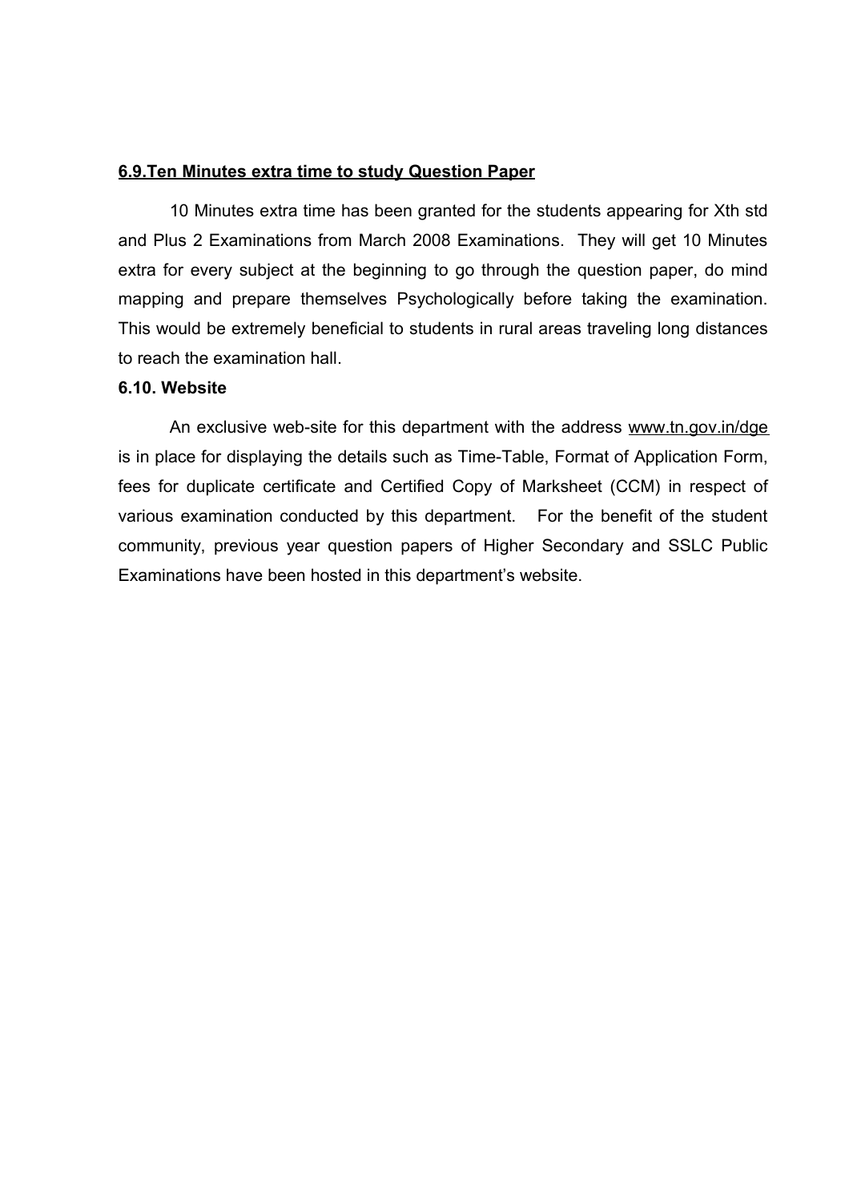### **6.9.Ten Minutes extra time to study Question Paper**

10 Minutes extra time has been granted for the students appearing for Xth std and Plus 2 Examinations from March 2008 Examinations. They will get 10 Minutes extra for every subject at the beginning to go through the question paper, do mind mapping and prepare themselves Psychologically before taking the examination. This would be extremely beneficial to students in rural areas traveling long distances to reach the examination hall.

### **6.10. Website**

An exclusive web-site for this department with the address www.tn.gov.in/dge is in place for displaying the details such as Time-Table, Format of Application Form, fees for duplicate certificate and Certified Copy of Marksheet (CCM) in respect of various examination conducted by this department. For the benefit of the student community, previous year question papers of Higher Secondary and SSLC Public Examinations have been hosted in this department's website.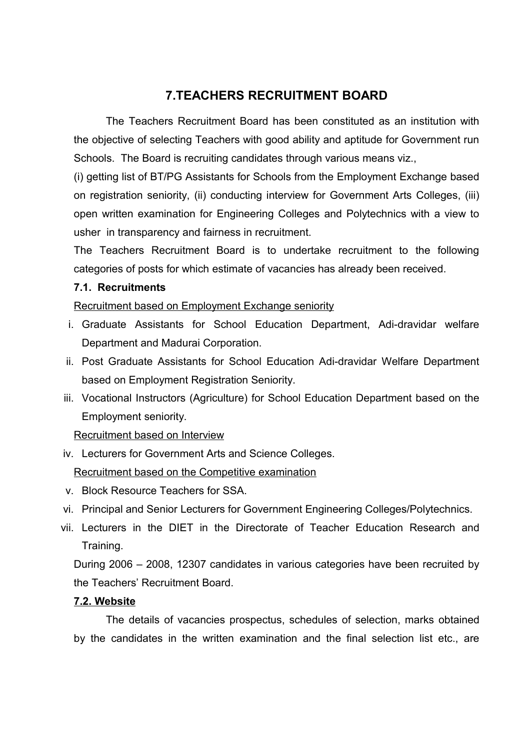# 7.TEACHERS RECRUITMENT BOARD

The Teachers Recruitment Board has been constituted as an institution with the objective of selecting Teachers with good ability and aptitude for Government run Schools. The Board is recruiting candidates through various means viz.,

(i) getting list of BT/PG Assistants for Schools from the Employment Exchange based on registration seniority, (ii) conducting interview for Government Arts Colleges, (iii) open written examination for Engineering Colleges and Polytechnics with a view to usher in transparency and fairness in recruitment.

The Teachers Recruitment Board is to undertake recruitment to the following categories of posts for which estimate of vacancies has already been received.

### 7.1. Recruitments

<u>Recruitment based on Employment Exchange seniority</u>

i. Graduate Assistants for School Education Department, Adi-dravidar welfare Department and Madurai Corporation.
ii. Post Graduate Assistants for School Education Adi-dravidar Welfare Department based on Employment Registration Seniority.
iii. Vocational Instructors (Agriculture) for School Education Department based on the Employment seniority.

<u>Recruitment based on Interview</u>

iv. Lecturers for Government Arts and Science Colleges.

<u>Recruitment based on the Competitive examination</u>

v. Block Resource Teachers for SSA.
vi. Principal and Senior Lecturers for Government Engineering Colleges/Polytechnics.
vii. Lecturers in the DIET in the Directorate of Teacher Education Research and Training.

During 2006 – 2008, 12307 candidates in various categories have been recruited by the Teachers' Recruitment Board.

### <u>7.2. Website</u>

The details of vacancies prospectus, schedules of selection, marks obtained by the candidates in the written examination and the final selection list etc., are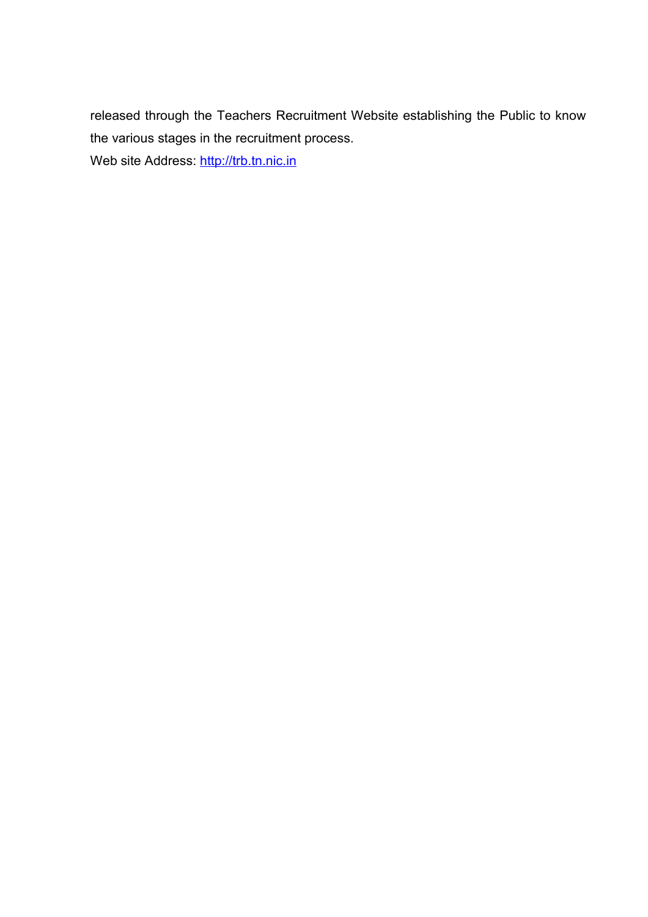released through the Teachers Recruitment Website establishing the Public to know the various stages in the recruitment process.

Web site Address: http://trb.tn.nic.in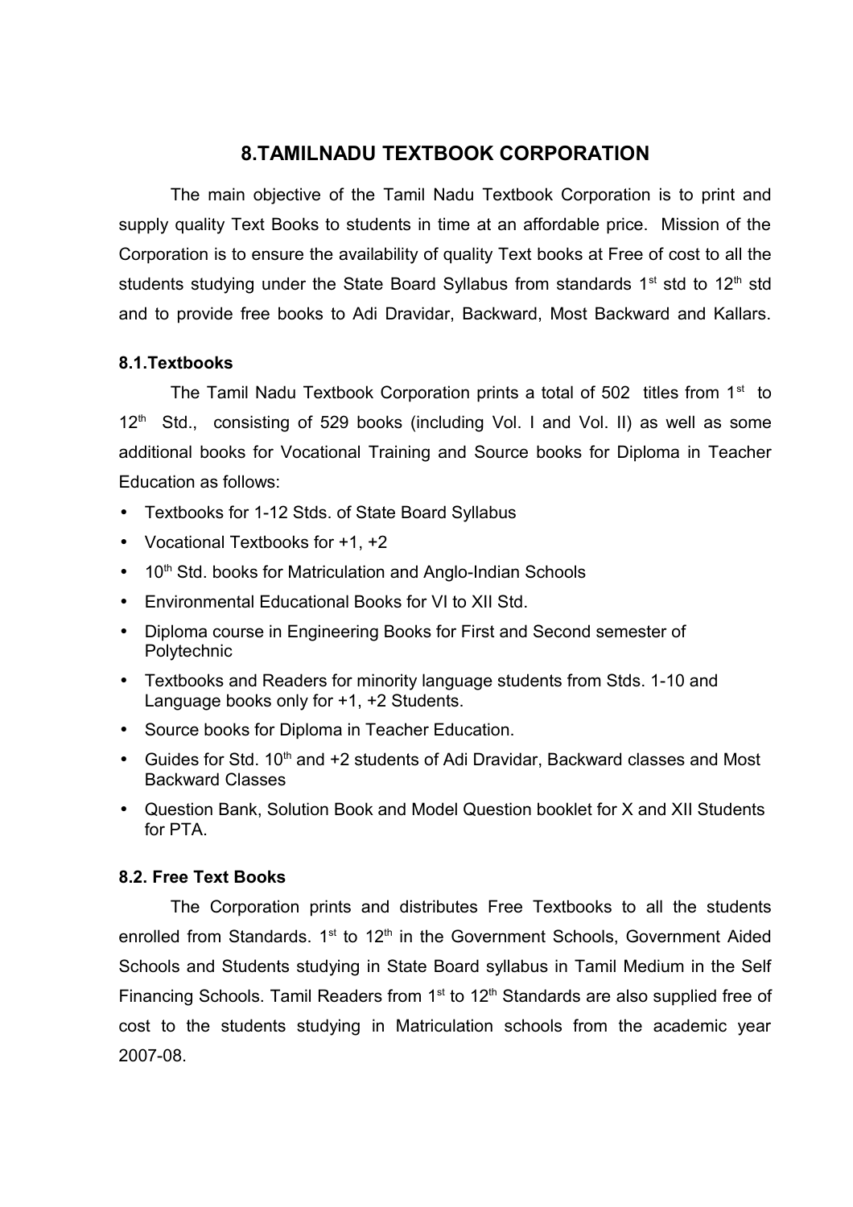# 8.TAMILNADU TEXTBOOK CORPORATION

The main objective of the Tamil Nadu Textbook Corporation is to print and supply quality Text Books to students in time at an affordable price. Mission of the Corporation is to ensure the availability of quality Text books at Free of cost to all the students studying under the State Board Syllabus from standards 1st std to 12th std and to provide free books to Adi Dravidar, Backward, Most Backward and Kallars.

## 8.1.Textbooks

The Tamil Nadu Textbook Corporation prints a total of 502 titles from 1st to 12th Std., consisting of 529 books (including Vol. I and Vol. II) as well as some additional books for Vocational Training and Source books for Diploma in Teacher Education as follows:

- Textbooks for 1-12 Stds. of State Board Syllabus
- Vocational Textbooks for +1, +2
- 10th Std. books for Matriculation and Anglo-Indian Schools
- Environmental Educational Books for VI to XII Std.
- Diploma course in Engineering Books for First and Second semester of Polytechnic
- Textbooks and Readers for minority language students from Stds. 1-10 and Language books only for +1, +2 Students.
- Source books for Diploma in Teacher Education.
- Guides for Std. 10th and +2 students of Adi Dravidar, Backward classes and Most Backward Classes
- Question Bank, Solution Book and Model Question booklet for X and XII Students for PTA.

## 8.2. Free Text Books

The Corporation prints and distributes Free Textbooks to all the students enrolled from Standards. 1st to 12th in the Government Schools, Government Aided Schools and Students studying in State Board syllabus in Tamil Medium in the Self Financing Schools. Tamil Readers from 1st to 12th Standards are also supplied free of cost to the students studying in Matriculation schools from the academic year 2007-08.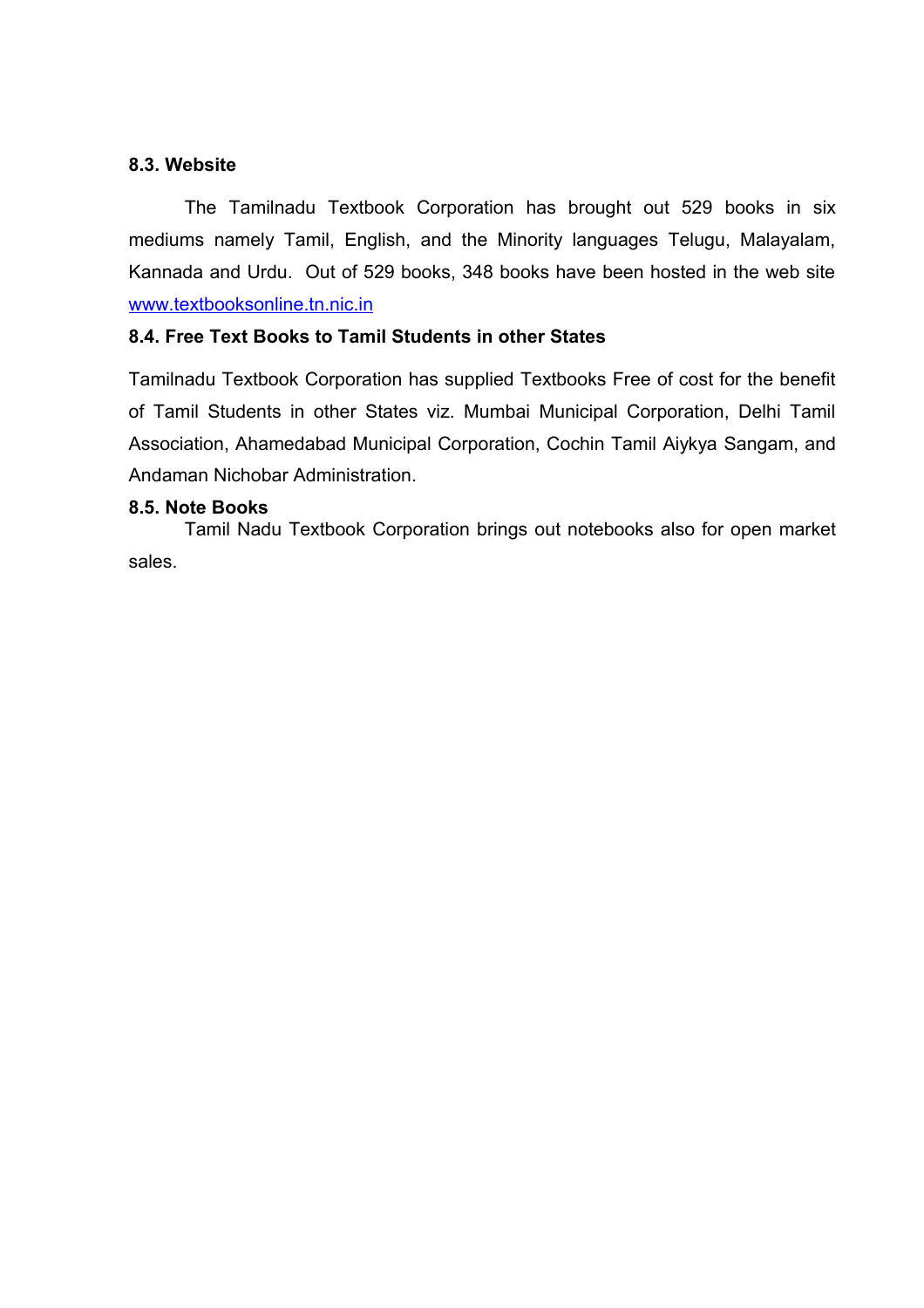### 8.3. Website

The Tamilnadu Textbook Corporation has brought out 529 books in six mediums namely Tamil, English, and the Minority languages Telugu, Malayalam, Kannada and Urdu. Out of 529 books, 348 books have been hosted in the web site [www.textbooksonline.tn.nic.in](http://www.textbooksonline.tn.nic.in)

### 8.4. Free Text Books to Tamil Students in other States

Tamilnadu Textbook Corporation has supplied Textbooks Free of cost for the benefit of Tamil Students in other States viz. Mumbai Municipal Corporation, Delhi Tamil Association, Ahamedabad Municipal Corporation, Cochin Tamil Aiykya Sangam, and Andaman Nichobar Administration.

### 8.5. Note Books

Tamil Nadu Textbook Corporation brings out notebooks also for open market sales.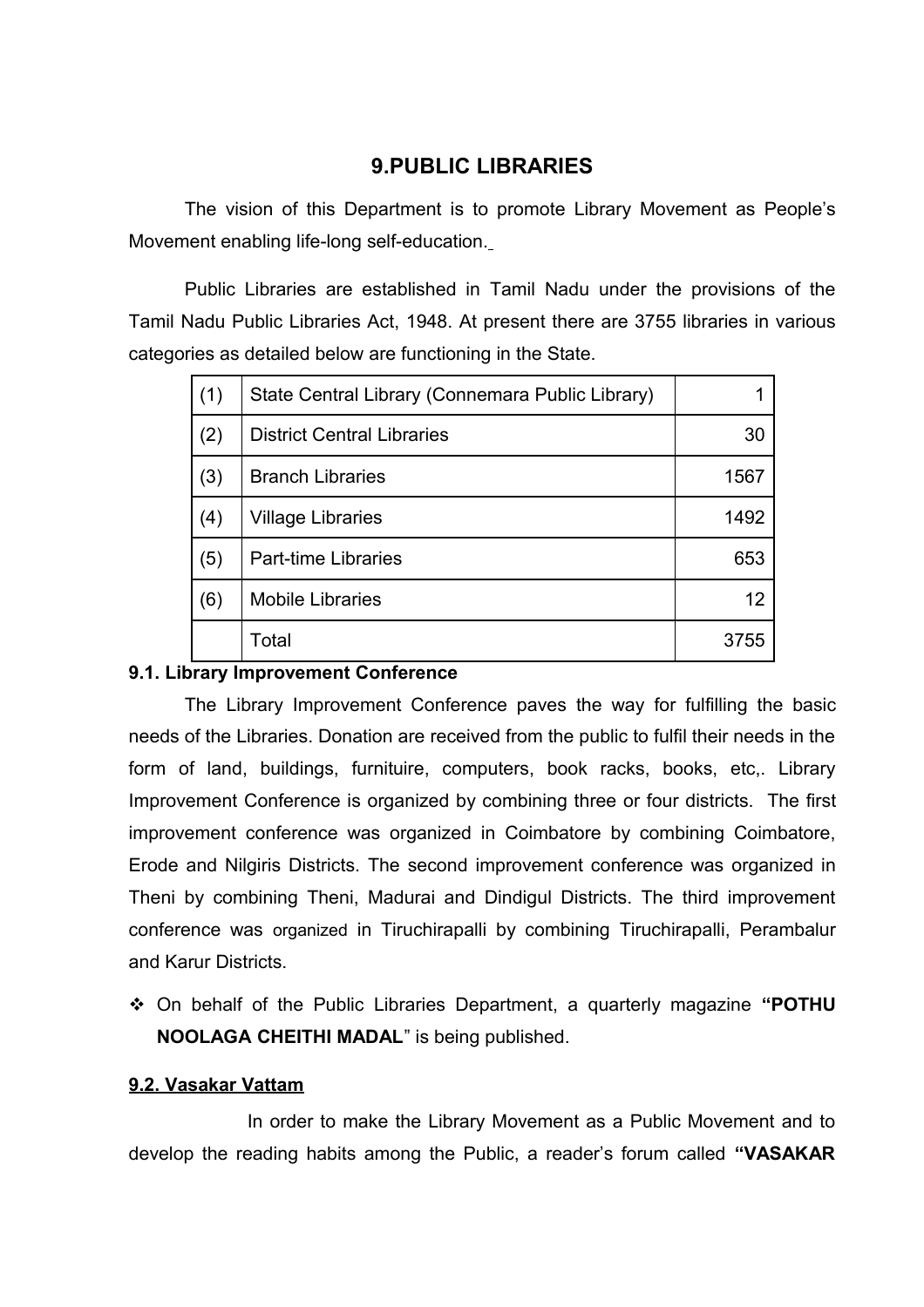## 9.PUBLIC LIBRARIES

The vision of this Department is to promote Library Movement as People's Movement enabling life-long self-education.

Public Libraries are established in Tamil Nadu under the provisions of the Tamil Nadu Public Libraries Act, 1948. At present there are 3755 libraries in various categories as detailed below are functioning in the State.

| | | |
|---|---|---|
| (1) | State Central Library (Connemara Public Library) | 1 |
| (2) | District Central Libraries | 30 |
| (3) | Branch Libraries | 1567 |
| (4) | Village Libraries | 1492 |
| (5) | Part-time Libraries | 653 |
| (6) | Mobile Libraries | 12 |
| | Total | 3755 |

**9.1. Library Improvement Conference**

The Library Improvement Conference paves the way for fulfilling the basic needs of the Libraries. Donation are received from the public to fulfil their needs in the form of land, buildings, furnituire, computers, book racks, books, etc,. Library Improvement Conference is organized by combining three or four districts. The first improvement conference was organized in Coimbatore by combining Coimbatore, Erode and Nilgiris Districts. The second improvement conference was organized in Theni by combining Theni, Madurai and Dindigul Districts. The third improvement conference was organized in Tiruchirapalli by combining Tiruchirapalli, Perambalur and Karur Districts.

- On behalf of the Public Libraries Department, a quarterly magazine **"POTHU NOOLAGA CHEITHI MADAL"** is being published.

**9.2. Vasakar Vattam**

In order to make the Library Movement as a Public Movement and to develop the reading habits among the Public, a reader's forum called **"VASAKAR**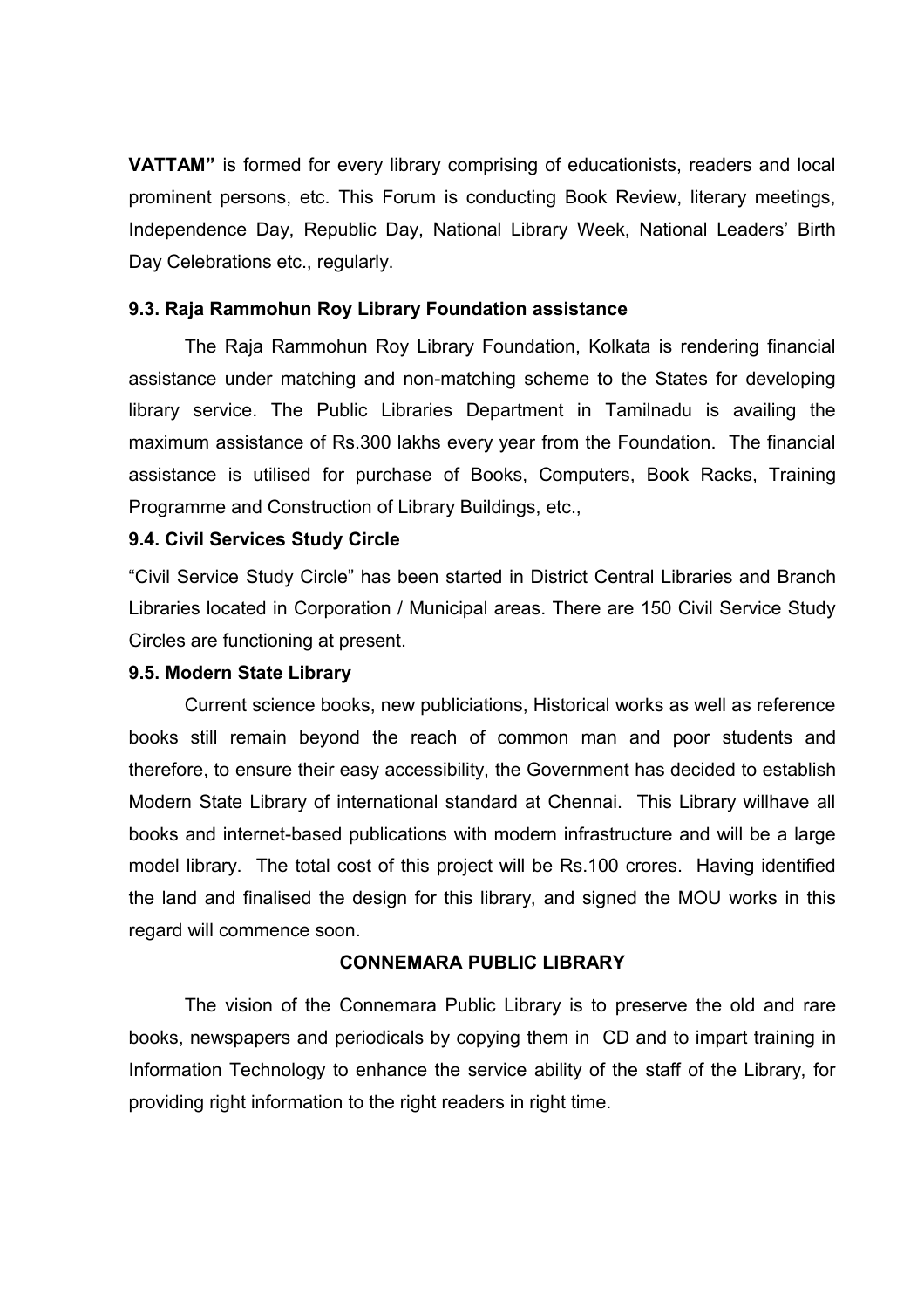**VATTAM"** is formed for every library comprising of educationists, readers and local prominent persons, etc. This Forum is conducting Book Review, literary meetings, Independence Day, Republic Day, National Library Week, National Leaders' Birth Day Celebrations etc., regularly.

### 9.3. Raja Rammohun Roy Library Foundation assistance

The Raja Rammohun Roy Library Foundation, Kolkata is rendering financial assistance under matching and non-matching scheme to the States for developing library service. The Public Libraries Department in Tamilnadu is availing the maximum assistance of Rs.300 lakhs every year from the Foundation. The financial assistance is utilised for purchase of Books, Computers, Book Racks, Training Programme and Construction of Library Buildings, etc.,

### 9.4. Civil Services Study Circle

"Civil Service Study Circle" has been started in District Central Libraries and Branch Libraries located in Corporation / Municipal areas. There are 150 Civil Service Study Circles are functioning at present.

### 9.5. Modern State Library

Current science books, new publiciations, Historical works as well as reference books still remain beyond the reach of common man and poor students and therefore, to ensure their easy accessibility, the Government has decided to establish Modern State Library of international standard at Chennai. This Library willhave all books and internet-based publications with modern infrastructure and will be a large model library. The total cost of this project will be Rs.100 crores. Having identified the land and finalised the design for this library, and signed the MOU works in this regard will commence soon.

## CONNEMARA PUBLIC LIBRARY

The vision of the Connemara Public Library is to preserve the old and rare books, newspapers and periodicals by copying them in CD and to impart training in Information Technology to enhance the service ability of the staff of the Library, for providing right information to the right readers in right time.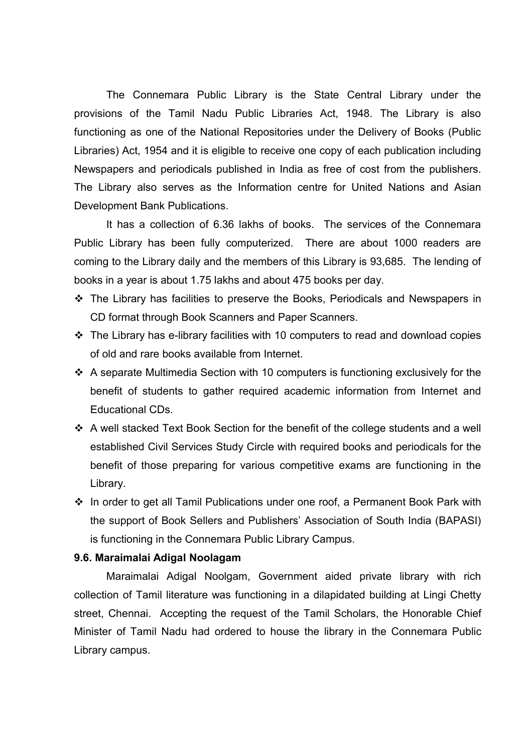The Connemara Public Library is the State Central Library under the provisions of the Tamil Nadu Public Libraries Act, 1948. The Library is also functioning as one of the National Repositories under the Delivery of Books (Public Libraries) Act, 1954 and it is eligible to receive one copy of each publication including Newspapers and periodicals published in India as free of cost from the publishers. The Library also serves as the Information centre for United Nations and Asian Development Bank Publications.

It has a collection of 6.36 lakhs of books. The services of the Connemara Public Library has been fully computerized. There are about 1000 readers are coming to the Library daily and the members of this Library is 93,685. The lending of books in a year is about 1.75 lakhs and about 475 books per day.

- The Library has facilities to preserve the Books, Periodicals and Newspapers in CD format through Book Scanners and Paper Scanners.
- The Library has e-library facilities with 10 computers to read and download copies of old and rare books available from Internet.
- A separate Multimedia Section with 10 computers is functioning exclusively for the benefit of students to gather required academic information from Internet and Educational CDs.
- A well stacked Text Book Section for the benefit of the college students and a well established Civil Services Study Circle with required books and periodicals for the benefit of those preparing for various competitive exams are functioning in the Library.
- In order to get all Tamil Publications under one roof, a Permanent Book Park with the support of Book Sellers and Publishers' Association of South India (BAPASI) is functioning in the Connemara Public Library Campus.

**9.6. Maraimalai Adigal Noolagam**

Maraimalai Adigal Noolgam, Government aided private library with rich collection of Tamil literature was functioning in a dilapidated building at Lingi Chetty street, Chennai. Accepting the request of the Tamil Scholars, the Honorable Chief Minister of Tamil Nadu had ordered to house the library in the Connemara Public Library campus.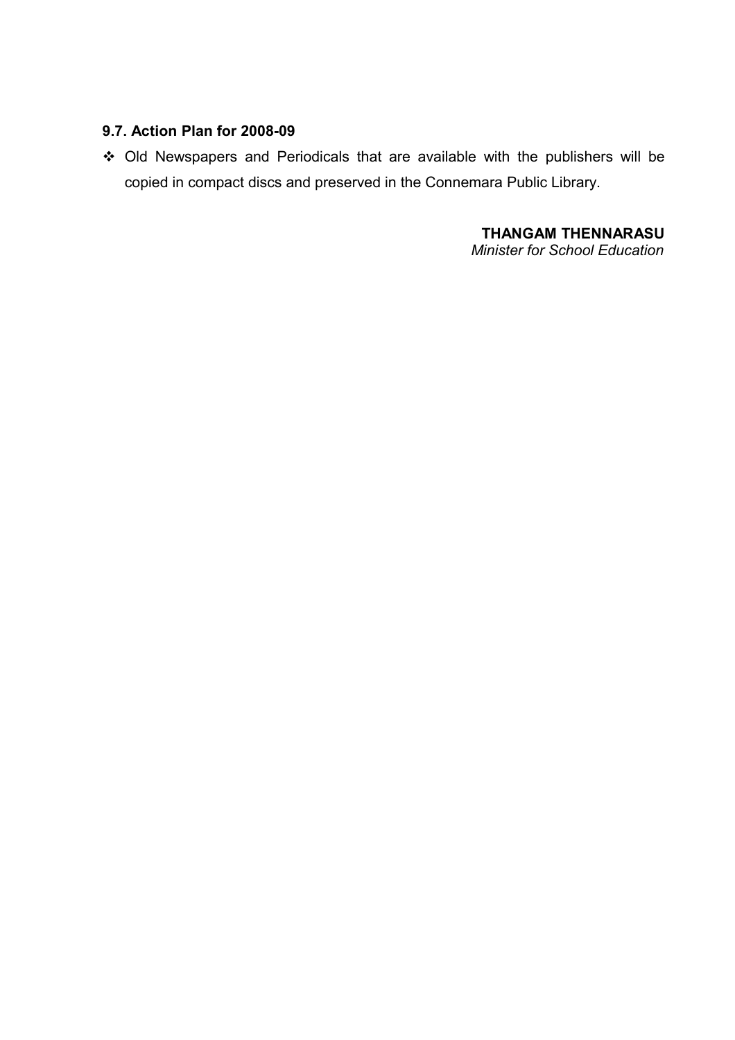### 9.7. Action Plan for 2008-09

- Old Newspapers and Periodicals that are available with the publishers will be copied in compact discs and preserved in the Connemara Public Library.

**THANGAM THENNARASU**
*Minister for School Education*